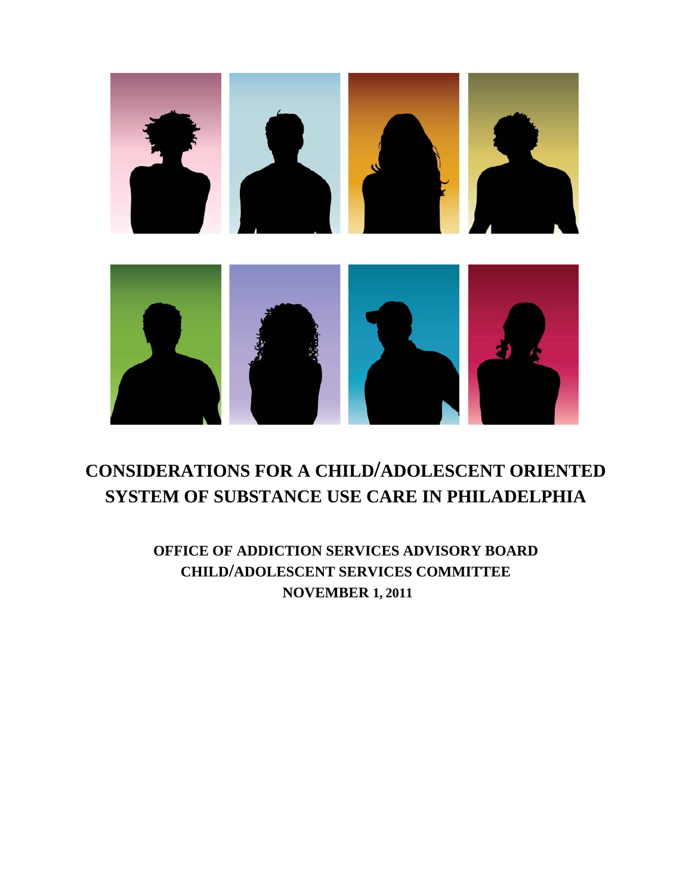# CONSIDERATIONS FOR A CHILD/ADOLESCENT ORIENTED SYSTEM OF SUBSTANCE USE CARE IN PHILADELPHIA

**OFFICE OF ADDICTION SERVICES ADVISORY BOARD**
**CHILD/ADOLESCENT SERVICES COMMITTEE**
**NOVEMBER 1, 2011**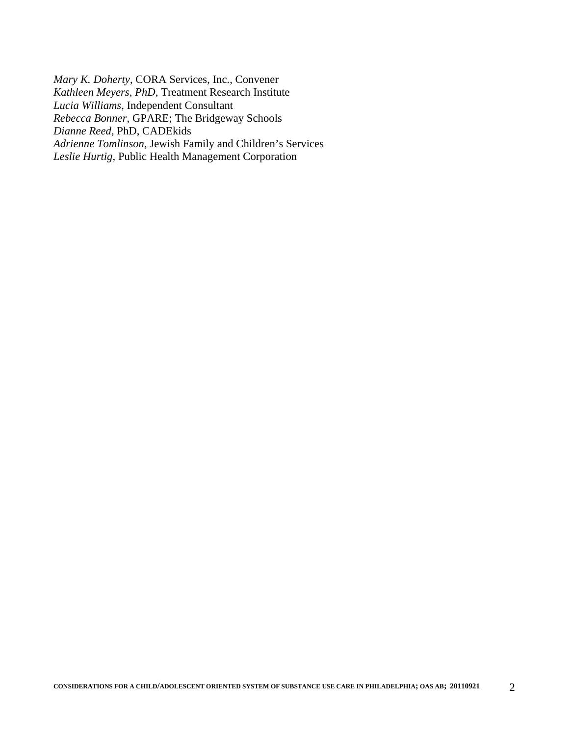*Mary K. Doherty*, CORA Services, Inc., Convener  
*Kathleen Meyers, PhD*, Treatment Research Institute  
*Lucia Williams*, Independent Consultant  
*Rebecca Bonner*, GPARE; The Bridgeway Schools  
*Dianne Reed*, PhD, CADEkids  
*Adrienne Tomlinson*, Jewish Family and Children's Services  
*Leslie Hurtig*, Public Health Management Corporation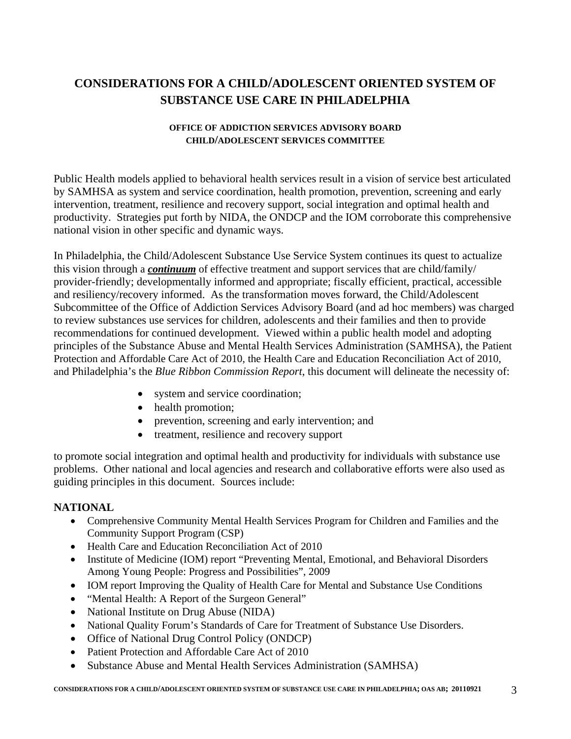# CONSIDERATIONS FOR A CHILD/ADOLESCENT ORIENTED SYSTEM OF SUBSTANCE USE CARE IN PHILADELPHIA

### OFFICE OF ADDICTION SERVICES ADVISORY BOARD
### CHILD/ADOLESCENT SERVICES COMMITTEE

Public Health models applied to behavioral health services result in a vision of service best articulated by SAMHSA as system and service coordination, health promotion, prevention, screening and early intervention, treatment, resilience and recovery support, social integration and optimal health and productivity. Strategies put forth by NIDA, the ONDCP and the IOM corroborate this comprehensive national vision in other specific and dynamic ways.

In Philadelphia, the Child/Adolescent Substance Use Service System continues its quest to actualize this vision through a ***continuum*** of effective treatment and support services that are child/family/ provider-friendly; developmentally informed and appropriate; fiscally efficient, practical, accessible and resiliency/recovery informed. As the transformation moves forward, the Child/Adolescent Subcommittee of the Office of Addiction Services Advisory Board (and ad hoc members) was charged to review substances use services for children, adolescents and their families and then to provide recommendations for continued development. Viewed within a public health model and adopting principles of the Substance Abuse and Mental Health Services Administration (SAMHSA), the Patient Protection and Affordable Care Act of 2010, the Health Care and Education Reconciliation Act of 2010, and Philadelphia's the *Blue Ribbon Commission Report*, this document will delineate the necessity of:

- system and service coordination;
- health promotion;
- prevention, screening and early intervention; and
- treatment, resilience and recovery support

to promote social integration and optimal health and productivity for individuals with substance use problems. Other national and local agencies and research and collaborative efforts were also used as guiding principles in this document. Sources include:

**NATIONAL**

- Comprehensive Community Mental Health Services Program for Children and Families and the Community Support Program (CSP)
- Health Care and Education Reconciliation Act of 2010
- Institute of Medicine (IOM) report "Preventing Mental, Emotional, and Behavioral Disorders Among Young People: Progress and Possibilities", 2009
- IOM report Improving the Quality of Health Care for Mental and Substance Use Conditions
- "Mental Health: A Report of the Surgeon General"
- National Institute on Drug Abuse (NIDA)
- National Quality Forum's Standards of Care for Treatment of Substance Use Disorders.
- Office of National Drug Control Policy (ONDCP)
- Patient Protection and Affordable Care Act of 2010
- Substance Abuse and Mental Health Services Administration (SAMHSA)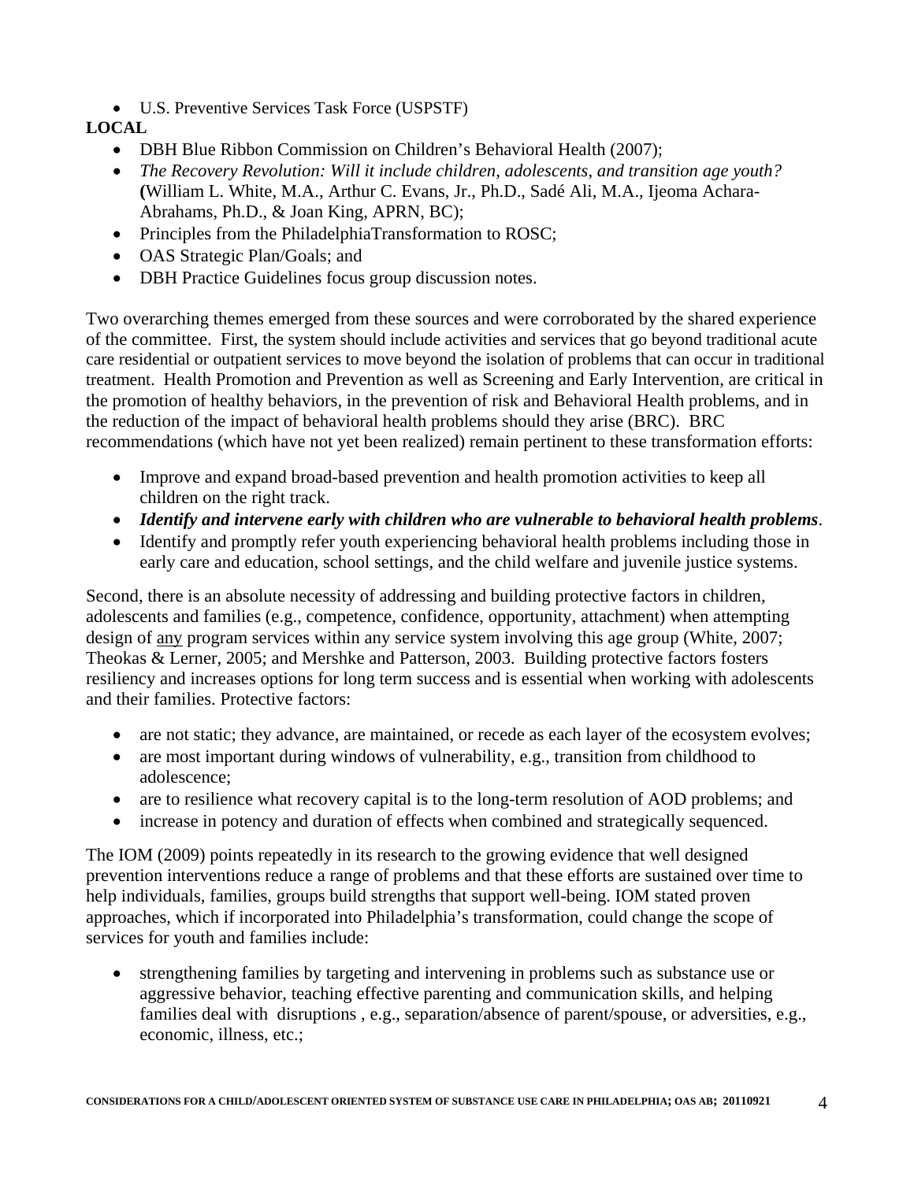- U.S. Preventive Services Task Force (USPSTF)

**LOCAL**

- DBH Blue Ribbon Commission on Children's Behavioral Health (2007);
- *The Recovery Revolution: Will it include children, adolescents, and transition age youth?* **(**William L. White, M.A., Arthur C. Evans, Jr., Ph.D., Sadé Ali, M.A., Ijeoma Achara-Abrahams, Ph.D., & Joan King, APRN, BC);
- Principles from the PhiladelphiaTransformation to ROSC;
- OAS Strategic Plan/Goals; and
- DBH Practice Guidelines focus group discussion notes.

Two overarching themes emerged from these sources and were corroborated by the shared experience of the committee. First, the system should include activities and services that go beyond traditional acute care residential or outpatient services to move beyond the isolation of problems that can occur in traditional treatment. Health Promotion and Prevention as well as Screening and Early Intervention, are critical in the promotion of healthy behaviors, in the prevention of risk and Behavioral Health problems, and in the reduction of the impact of behavioral health problems should they arise (BRC). BRC recommendations (which have not yet been realized) remain pertinent to these transformation efforts:

- Improve and expand broad-based prevention and health promotion activities to keep all children on the right track.
- ***Identify and intervene early with children who are vulnerable to behavioral health problems***.
- Identify and promptly refer youth experiencing behavioral health problems including those in early care and education, school settings, and the child welfare and juvenile justice systems.

Second, there is an absolute necessity of addressing and building protective factors in children, adolescents and families (e.g., competence, confidence, opportunity, attachment) when attempting design of <u>any</u> program services within any service system involving this age group (White, 2007; Theokas & Lerner, 2005; and Mershke and Patterson, 2003. Building protective factors fosters resiliency and increases options for long term success and is essential when working with adolescents and their families. Protective factors:

- are not static; they advance, are maintained, or recede as each layer of the ecosystem evolves;
- are most important during windows of vulnerability, e.g., transition from childhood to adolescence;
- are to resilience what recovery capital is to the long-term resolution of AOD problems; and
- increase in potency and duration of effects when combined and strategically sequenced.

The IOM (2009) points repeatedly in its research to the growing evidence that well designed prevention interventions reduce a range of problems and that these efforts are sustained over time to help individuals, families, groups build strengths that support well-being. IOM stated proven approaches, which if incorporated into Philadelphia's transformation, could change the scope of services for youth and families include:

- strengthening families by targeting and intervening in problems such as substance use or aggressive behavior, teaching effective parenting and communication skills, and helping families deal with disruptions , e.g., separation/absence of parent/spouse, or adversities, e.g., economic, illness, etc.;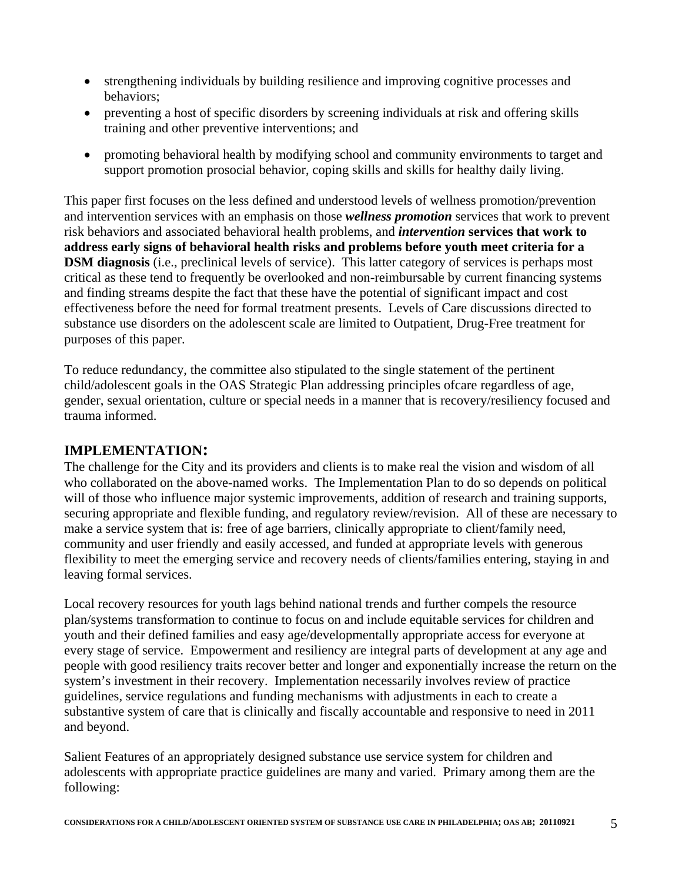- strengthening individuals by building resilience and improving cognitive processes and behaviors;
- preventing a host of specific disorders by screening individuals at risk and offering skills training and other preventive interventions; and
- promoting behavioral health by modifying school and community environments to target and support promotion prosocial behavior, coping skills and skills for healthy daily living.

This paper first focuses on the less defined and understood levels of wellness promotion/prevention and intervention services with an emphasis on those ***wellness promotion*** services that work to prevent risk behaviors and associated behavioral health problems, and ***intervention*** **services that work to address early signs of behavioral health risks and problems before youth meet criteria for a DSM diagnosis** (i.e., preclinical levels of service). This latter category of services is perhaps most critical as these tend to frequently be overlooked and non-reimbursable by current financing systems and finding streams despite the fact that these have the potential of significant impact and cost effectiveness before the need for formal treatment presents. Levels of Care discussions directed to substance use disorders on the adolescent scale are limited to Outpatient, Drug-Free treatment for purposes of this paper.

To reduce redundancy, the committee also stipulated to the single statement of the pertinent child/adolescent goals in the OAS Strategic Plan addressing principles ofcare regardless of age, gender, sexual orientation, culture or special needs in a manner that is recovery/resiliency focused and trauma informed.

## IMPLEMENTATION:

The challenge for the City and its providers and clients is to make real the vision and wisdom of all who collaborated on the above-named works. The Implementation Plan to do so depends on political will of those who influence major systemic improvements, addition of research and training supports, securing appropriate and flexible funding, and regulatory review/revision. All of these are necessary to make a service system that is: free of age barriers, clinically appropriate to client/family need, community and user friendly and easily accessed, and funded at appropriate levels with generous flexibility to meet the emerging service and recovery needs of clients/families entering, staying in and leaving formal services.

Local recovery resources for youth lags behind national trends and further compels the resource plan/systems transformation to continue to focus on and include equitable services for children and youth and their defined families and easy age/developmentally appropriate access for everyone at every stage of service. Empowerment and resiliency are integral parts of development at any age and people with good resiliency traits recover better and longer and exponentially increase the return on the system's investment in their recovery. Implementation necessarily involves review of practice guidelines, service regulations and funding mechanisms with adjustments in each to create a substantive system of care that is clinically and fiscally accountable and responsive to need in 2011 and beyond.

Salient Features of an appropriately designed substance use service system for children and adolescents with appropriate practice guidelines are many and varied. Primary among them are the following: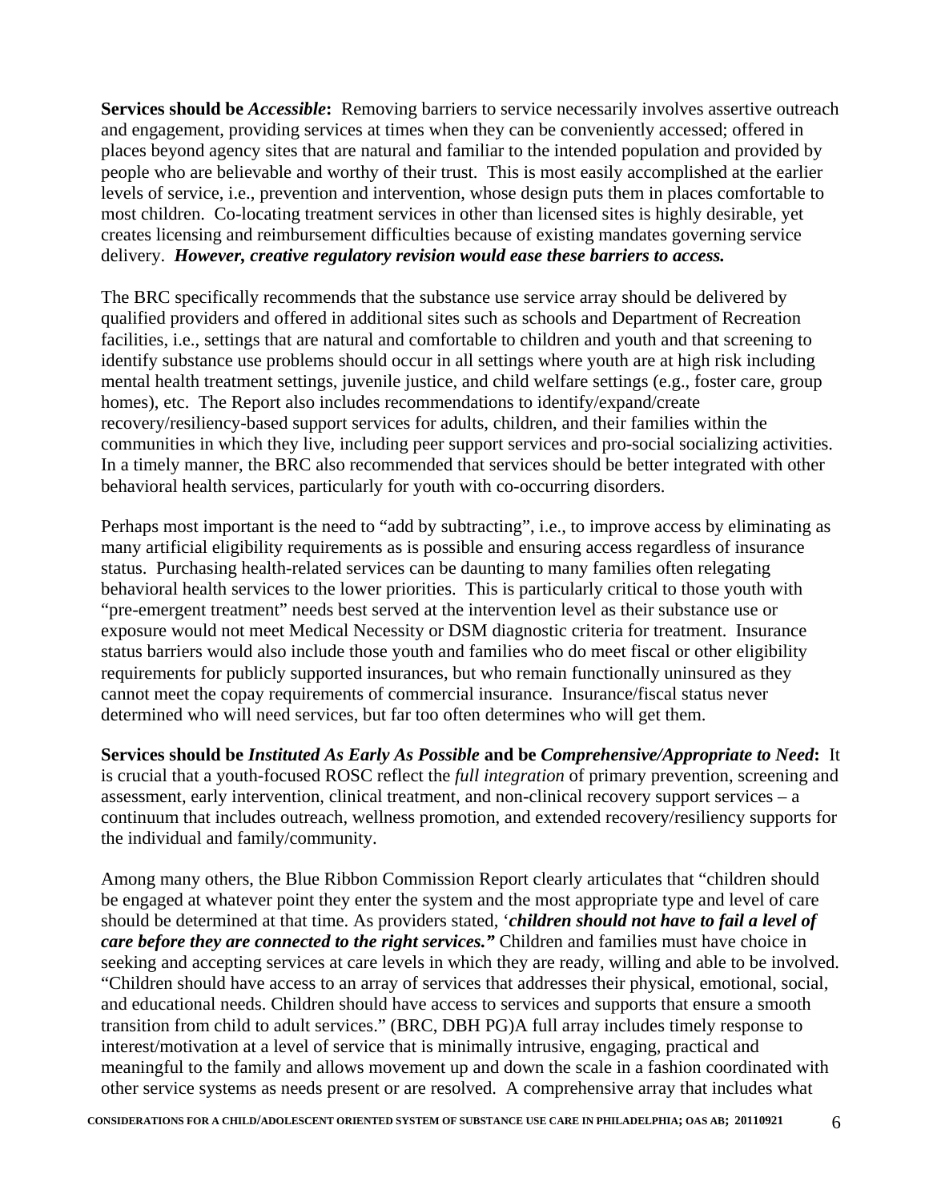**Services should be *Accessible*:** Removing barriers to service necessarily involves assertive outreach and engagement, providing services at times when they can be conveniently accessed; offered in places beyond agency sites that are natural and familiar to the intended population and provided by people who are believable and worthy of their trust. This is most easily accomplished at the earlier levels of service, i.e., prevention and intervention, whose design puts them in places comfortable to most children. Co-locating treatment services in other than licensed sites is highly desirable, yet creates licensing and reimbursement difficulties because of existing mandates governing service delivery. ***However, creative regulatory revision would ease these barriers to access.***

The BRC specifically recommends that the substance use service array should be delivered by qualified providers and offered in additional sites such as schools and Department of Recreation facilities, i.e., settings that are natural and comfortable to children and youth and that screening to identify substance use problems should occur in all settings where youth are at high risk including mental health treatment settings, juvenile justice, and child welfare settings (e.g., foster care, group homes), etc. The Report also includes recommendations to identify/expand/create recovery/resiliency-based support services for adults, children, and their families within the communities in which they live, including peer support services and pro-social socializing activities. In a timely manner, the BRC also recommended that services should be better integrated with other behavioral health services, particularly for youth with co-occurring disorders.

Perhaps most important is the need to "add by subtracting", i.e., to improve access by eliminating as many artificial eligibility requirements as is possible and ensuring access regardless of insurance status. Purchasing health-related services can be daunting to many families often relegating behavioral health services to the lower priorities. This is particularly critical to those youth with "pre-emergent treatment" needs best served at the intervention level as their substance use or exposure would not meet Medical Necessity or DSM diagnostic criteria for treatment. Insurance status barriers would also include those youth and families who do meet fiscal or other eligibility requirements for publicly supported insurances, but who remain functionally uninsured as they cannot meet the copay requirements of commercial insurance. Insurance/fiscal status never determined who will need services, but far too often determines who will get them.

**Services should be *Instituted As Early As Possible* and be *Comprehensive/Appropriate to Need*:** It is crucial that a youth-focused ROSC reflect the *full integration* of primary prevention, screening and assessment, early intervention, clinical treatment, and non-clinical recovery support services – a continuum that includes outreach, wellness promotion, and extended recovery/resiliency supports for the individual and family/community.

Among many others, the Blue Ribbon Commission Report clearly articulates that "children should be engaged at whatever point they enter the system and the most appropriate type and level of care should be determined at that time. As providers stated, '***children should not have to fail a level of care before they are connected to the right services."*** Children and families must have choice in seeking and accepting services at care levels in which they are ready, willing and able to be involved. "Children should have access to an array of services that addresses their physical, emotional, social, and educational needs. Children should have access to services and supports that ensure a smooth transition from child to adult services." (BRC, DBH PG)A full array includes timely response to interest/motivation at a level of service that is minimally intrusive, engaging, practical and meaningful to the family and allows movement up and down the scale in a fashion coordinated with other service systems as needs present or are resolved. A comprehensive array that includes what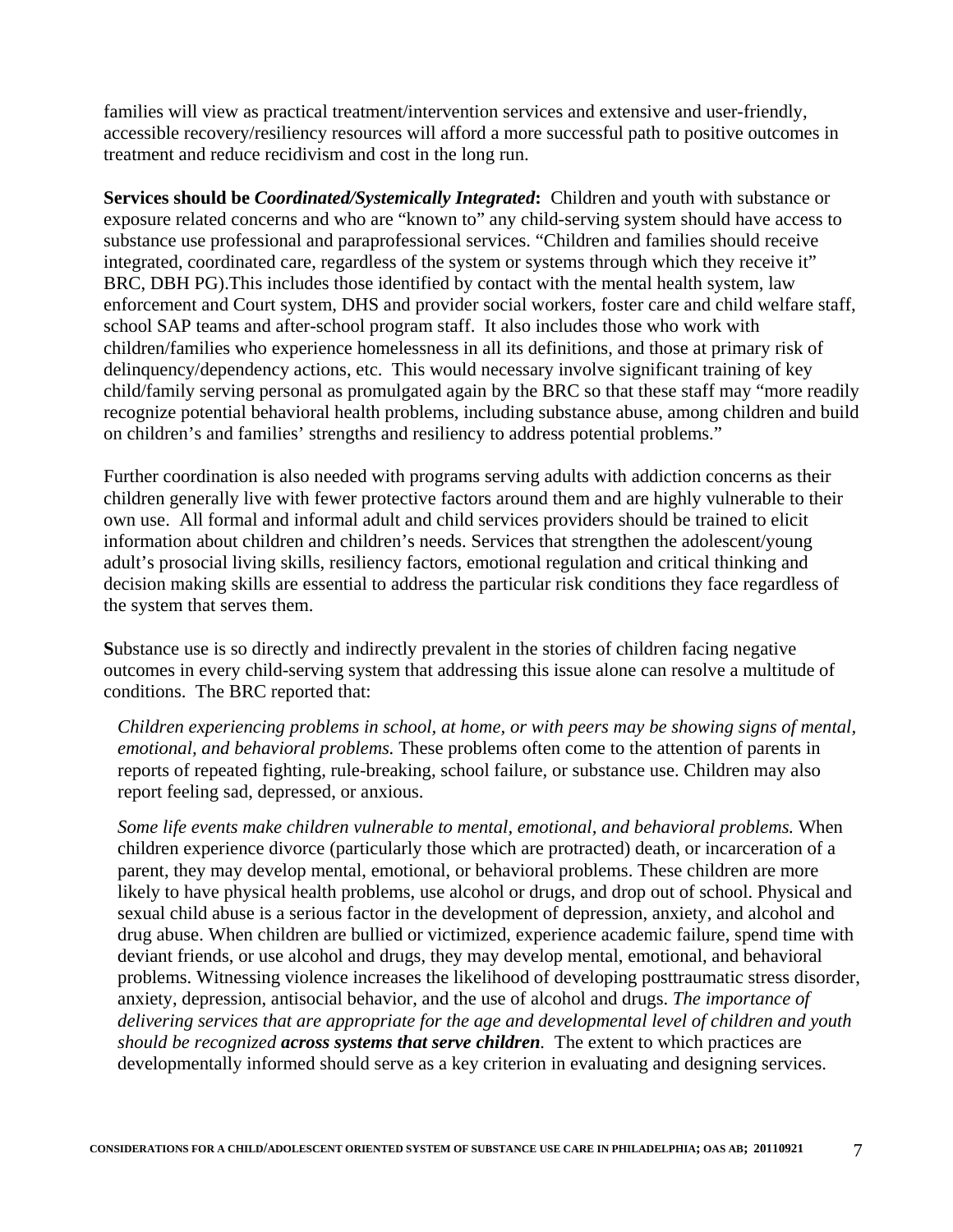families will view as practical treatment/intervention services and extensive and user-friendly, accessible recovery/resiliency resources will afford a more successful path to positive outcomes in treatment and reduce recidivism and cost in the long run.

**Services should be *Coordinated/Systemically Integrated*:** Children and youth with substance or exposure related concerns and who are "known to" any child-serving system should have access to substance use professional and paraprofessional services. "Children and families should receive integrated, coordinated care, regardless of the system or systems through which they receive it" BRC, DBH PG).This includes those identified by contact with the mental health system, law enforcement and Court system, DHS and provider social workers, foster care and child welfare staff, school SAP teams and after-school program staff. It also includes those who work with children/families who experience homelessness in all its definitions, and those at primary risk of delinquency/dependency actions, etc. This would necessary involve significant training of key child/family serving personal as promulgated again by the BRC so that these staff may "more readily recognize potential behavioral health problems, including substance abuse, among children and build on children's and families' strengths and resiliency to address potential problems."

Further coordination is also needed with programs serving adults with addiction concerns as their children generally live with fewer protective factors around them and are highly vulnerable to their own use. All formal and informal adult and child services providers should be trained to elicit information about children and children's needs. Services that strengthen the adolescent/young adult's prosocial living skills, resiliency factors, emotional regulation and critical thinking and decision making skills are essential to address the particular risk conditions they face regardless of the system that serves them.

**S**ubstance use is so directly and indirectly prevalent in the stories of children facing negative outcomes in every child-serving system that addressing this issue alone can resolve a multitude of conditions. The BRC reported that:

> *Children experiencing problems in school, at home, or with peers may be showing signs of mental, emotional, and behavioral problems.* These problems often come to the attention of parents in reports of repeated fighting, rule-breaking, school failure, or substance use. Children may also report feeling sad, depressed, or anxious.
>
> *Some life events make children vulnerable to mental, emotional, and behavioral problems.* When children experience divorce (particularly those which are protracted) death, or incarceration of a parent, they may develop mental, emotional, or behavioral problems. These children are more likely to have physical health problems, use alcohol or drugs, and drop out of school. Physical and sexual child abuse is a serious factor in the development of depression, anxiety, and alcohol and drug abuse. When children are bullied or victimized, experience academic failure, spend time with deviant friends, or use alcohol and drugs, they may develop mental, emotional, and behavioral problems. Witnessing violence increases the likelihood of developing posttraumatic stress disorder, anxiety, depression, antisocial behavior, and the use of alcohol and drugs. *The importance of delivering services that are appropriate for the age and developmental level of children and youth should be recognized **across systems that serve children**.* The extent to which practices are developmentally informed should serve as a key criterion in evaluating and designing services.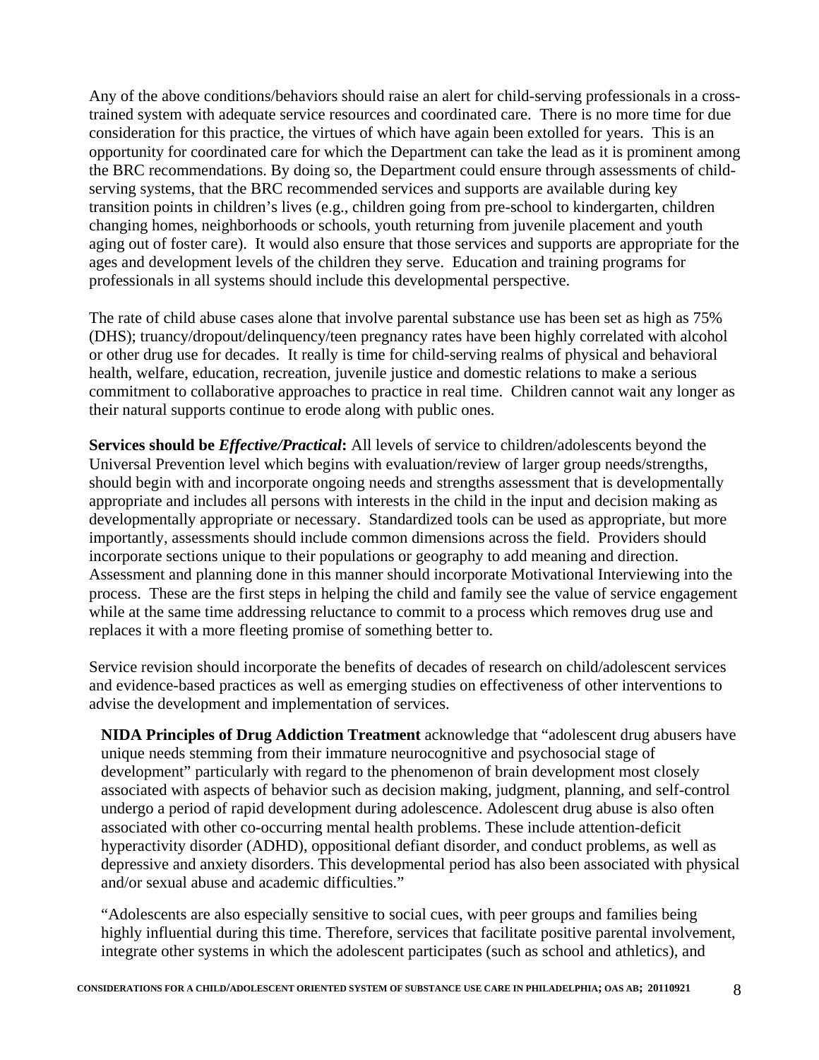Any of the above conditions/behaviors should raise an alert for child-serving professionals in a cross-trained system with adequate service resources and coordinated care. There is no more time for due consideration for this practice, the virtues of which have again been extolled for years. This is an opportunity for coordinated care for which the Department can take the lead as it is prominent among the BRC recommendations. By doing so, the Department could ensure through assessments of child-serving systems, that the BRC recommended services and supports are available during key transition points in children's lives (e.g., children going from pre-school to kindergarten, children changing homes, neighborhoods or schools, youth returning from juvenile placement and youth aging out of foster care). It would also ensure that those services and supports are appropriate for the ages and development levels of the children they serve. Education and training programs for professionals in all systems should include this developmental perspective.

The rate of child abuse cases alone that involve parental substance use has been set as high as 75% (DHS); truancy/dropout/delinquency/teen pregnancy rates have been highly correlated with alcohol or other drug use for decades. It really is time for child-serving realms of physical and behavioral health, welfare, education, recreation, juvenile justice and domestic relations to make a serious commitment to collaborative approaches to practice in real time. Children cannot wait any longer as their natural supports continue to erode along with public ones.

**Services should be *Effective/Practical*:** All levels of service to children/adolescents beyond the Universal Prevention level which begins with evaluation/review of larger group needs/strengths, should begin with and incorporate ongoing needs and strengths assessment that is developmentally appropriate and includes all persons with interests in the child in the input and decision making as developmentally appropriate or necessary. Standardized tools can be used as appropriate, but more importantly, assessments should include common dimensions across the field. Providers should incorporate sections unique to their populations or geography to add meaning and direction. Assessment and planning done in this manner should incorporate Motivational Interviewing into the process. These are the first steps in helping the child and family see the value of service engagement while at the same time addressing reluctance to commit to a process which removes drug use and replaces it with a more fleeting promise of something better to.

Service revision should incorporate the benefits of decades of research on child/adolescent services and evidence-based practices as well as emerging studies on effectiveness of other interventions to advise the development and implementation of services.

> **NIDA Principles of Drug Addiction Treatment** acknowledge that "adolescent drug abusers have unique needs stemming from their immature neurocognitive and psychosocial stage of development" particularly with regard to the phenomenon of brain development most closely associated with aspects of behavior such as decision making, judgment, planning, and self-control undergo a period of rapid development during adolescence. Adolescent drug abuse is also often associated with other co-occurring mental health problems. These include attention-deficit hyperactivity disorder (ADHD), oppositional defiant disorder, and conduct problems, as well as depressive and anxiety disorders. This developmental period has also been associated with physical and/or sexual abuse and academic difficulties."
>
> "Adolescents are also especially sensitive to social cues, with peer groups and families being highly influential during this time. Therefore, services that facilitate positive parental involvement, integrate other systems in which the adolescent participates (such as school and athletics), and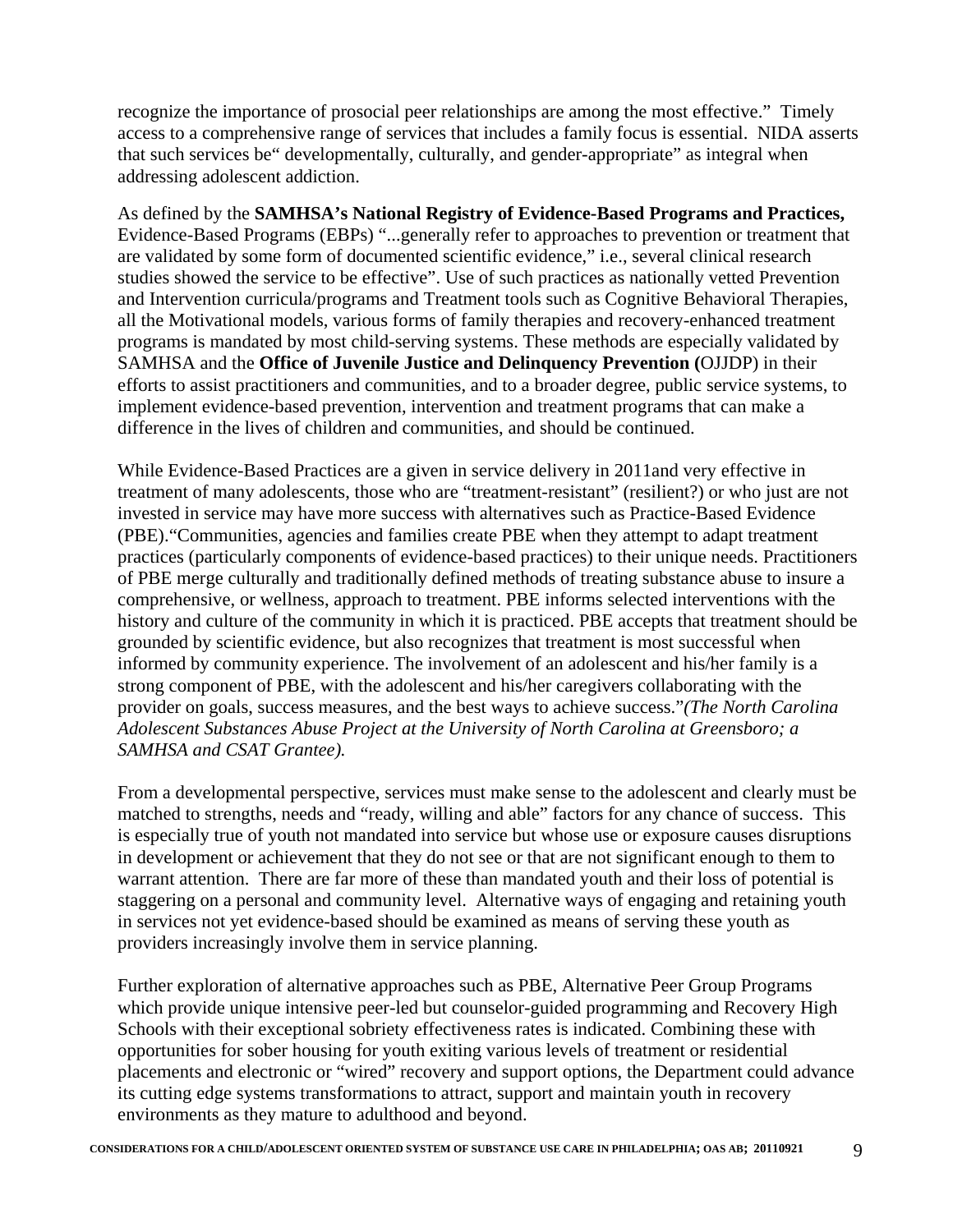recognize the importance of prosocial peer relationships are among the most effective." Timely access to a comprehensive range of services that includes a family focus is essential. NIDA asserts that such services be" developmentally, culturally, and gender-appropriate" as integral when addressing adolescent addiction.

As defined by the **SAMHSA's National Registry of Evidence-Based Programs and Practices,** Evidence-Based Programs (EBPs) "...generally refer to approaches to prevention or treatment that are validated by some form of documented scientific evidence," i.e., several clinical research studies showed the service to be effective". Use of such practices as nationally vetted Prevention and Intervention curricula/programs and Treatment tools such as Cognitive Behavioral Therapies, all the Motivational models, various forms of family therapies and recovery-enhanced treatment programs is mandated by most child-serving systems. These methods are especially validated by SAMHSA and the **Office of Juvenile Justice and Delinquency Prevention (**OJJDP) in their efforts to assist practitioners and communities, and to a broader degree, public service systems, to implement evidence-based prevention, intervention and treatment programs that can make a difference in the lives of children and communities, and should be continued.

While Evidence-Based Practices are a given in service delivery in 2011and very effective in treatment of many adolescents, those who are "treatment-resistant" (resilient?) or who just are not invested in service may have more success with alternatives such as Practice-Based Evidence (PBE)."Communities, agencies and families create PBE when they attempt to adapt treatment practices (particularly components of evidence-based practices) to their unique needs. Practitioners of PBE merge culturally and traditionally defined methods of treating substance abuse to insure a comprehensive, or wellness, approach to treatment. PBE informs selected interventions with the history and culture of the community in which it is practiced. PBE accepts that treatment should be grounded by scientific evidence, but also recognizes that treatment is most successful when informed by community experience. The involvement of an adolescent and his/her family is a strong component of PBE, with the adolescent and his/her caregivers collaborating with the provider on goals, success measures, and the best ways to achieve success."*(The North Carolina Adolescent Substances Abuse Project at the University of North Carolina at Greensboro; a SAMHSA and CSAT Grantee).*

From a developmental perspective, services must make sense to the adolescent and clearly must be matched to strengths, needs and "ready, willing and able" factors for any chance of success. This is especially true of youth not mandated into service but whose use or exposure causes disruptions in development or achievement that they do not see or that are not significant enough to them to warrant attention. There are far more of these than mandated youth and their loss of potential is staggering on a personal and community level. Alternative ways of engaging and retaining youth in services not yet evidence-based should be examined as means of serving these youth as providers increasingly involve them in service planning.

Further exploration of alternative approaches such as PBE, Alternative Peer Group Programs which provide unique intensive peer-led but counselor-guided programming and Recovery High Schools with their exceptional sobriety effectiveness rates is indicated. Combining these with opportunities for sober housing for youth exiting various levels of treatment or residential placements and electronic or "wired" recovery and support options, the Department could advance its cutting edge systems transformations to attract, support and maintain youth in recovery environments as they mature to adulthood and beyond.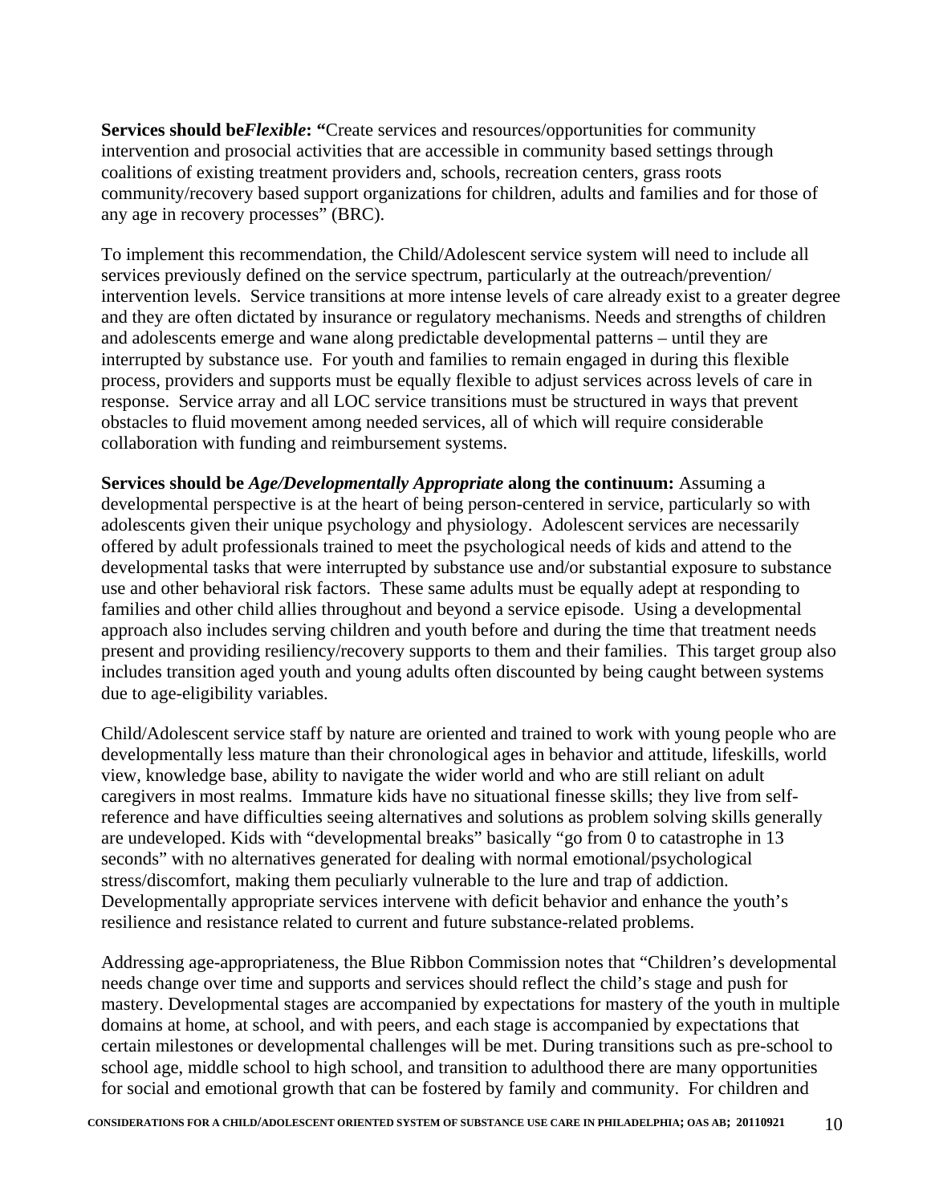**Services should be *Flexible*: "**Create services and resources/opportunities for community intervention and prosocial activities that are accessible in community based settings through coalitions of existing treatment providers and, schools, recreation centers, grass roots community/recovery based support organizations for children, adults and families and for those of any age in recovery processes" (BRC).

To implement this recommendation, the Child/Adolescent service system will need to include all services previously defined on the service spectrum, particularly at the outreach/prevention/ intervention levels. Service transitions at more intense levels of care already exist to a greater degree and they are often dictated by insurance or regulatory mechanisms. Needs and strengths of children and adolescents emerge and wane along predictable developmental patterns – until they are interrupted by substance use. For youth and families to remain engaged in during this flexible process, providers and supports must be equally flexible to adjust services across levels of care in response. Service array and all LOC service transitions must be structured in ways that prevent obstacles to fluid movement among needed services, all of which will require considerable collaboration with funding and reimbursement systems.

**Services should be *Age/Developmentally Appropriate* along the continuum:** Assuming a developmental perspective is at the heart of being person-centered in service, particularly so with adolescents given their unique psychology and physiology. Adolescent services are necessarily offered by adult professionals trained to meet the psychological needs of kids and attend to the developmental tasks that were interrupted by substance use and/or substantial exposure to substance use and other behavioral risk factors. These same adults must be equally adept at responding to families and other child allies throughout and beyond a service episode. Using a developmental approach also includes serving children and youth before and during the time that treatment needs present and providing resiliency/recovery supports to them and their families. This target group also includes transition aged youth and young adults often discounted by being caught between systems due to age-eligibility variables.

Child/Adolescent service staff by nature are oriented and trained to work with young people who are developmentally less mature than their chronological ages in behavior and attitude, lifeskills, world view, knowledge base, ability to navigate the wider world and who are still reliant on adult caregivers in most realms. Immature kids have no situational finesse skills; they live from self-reference and have difficulties seeing alternatives and solutions as problem solving skills generally are undeveloped. Kids with "developmental breaks" basically "go from 0 to catastrophe in 13 seconds" with no alternatives generated for dealing with normal emotional/psychological stress/discomfort, making them peculiarly vulnerable to the lure and trap of addiction. Developmentally appropriate services intervene with deficit behavior and enhance the youth's resilience and resistance related to current and future substance-related problems.

Addressing age-appropriateness, the Blue Ribbon Commission notes that "Children's developmental needs change over time and supports and services should reflect the child's stage and push for mastery. Developmental stages are accompanied by expectations for mastery of the youth in multiple domains at home, at school, and with peers, and each stage is accompanied by expectations that certain milestones or developmental challenges will be met. During transitions such as pre-school to school age, middle school to high school, and transition to adulthood there are many opportunities for social and emotional growth that can be fostered by family and community. For children and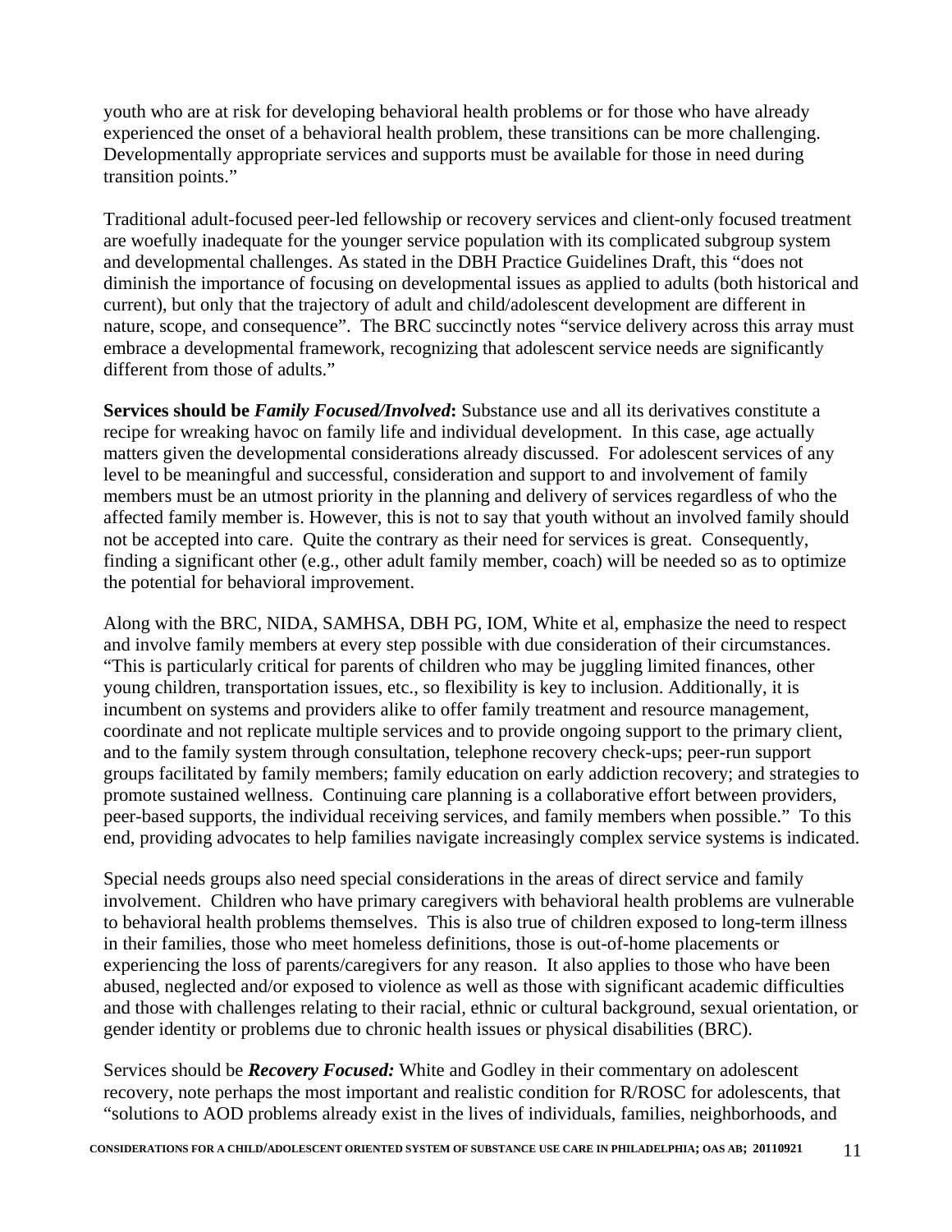youth who are at risk for developing behavioral health problems or for those who have already experienced the onset of a behavioral health problem, these transitions can be more challenging. Developmentally appropriate services and supports must be available for those in need during transition points."

Traditional adult-focused peer-led fellowship or recovery services and client-only focused treatment are woefully inadequate for the younger service population with its complicated subgroup system and developmental challenges. As stated in the DBH Practice Guidelines Draft, this "does not diminish the importance of focusing on developmental issues as applied to adults (both historical and current), but only that the trajectory of adult and child/adolescent development are different in nature, scope, and consequence". The BRC succinctly notes "service delivery across this array must embrace a developmental framework, recognizing that adolescent service needs are significantly different from those of adults."

**Services should be *Family Focused/Involved*:** Substance use and all its derivatives constitute a recipe for wreaking havoc on family life and individual development. In this case, age actually matters given the developmental considerations already discussed. For adolescent services of any level to be meaningful and successful, consideration and support to and involvement of family members must be an utmost priority in the planning and delivery of services regardless of who the affected family member is. However, this is not to say that youth without an involved family should not be accepted into care. Quite the contrary as their need for services is great. Consequently, finding a significant other (e.g., other adult family member, coach) will be needed so as to optimize the potential for behavioral improvement.

Along with the BRC, NIDA, SAMHSA, DBH PG, IOM, White et al, emphasize the need to respect and involve family members at every step possible with due consideration of their circumstances. "This is particularly critical for parents of children who may be juggling limited finances, other young children, transportation issues, etc., so flexibility is key to inclusion. Additionally, it is incumbent on systems and providers alike to offer family treatment and resource management, coordinate and not replicate multiple services and to provide ongoing support to the primary client, and to the family system through consultation, telephone recovery check-ups; peer-run support groups facilitated by family members; family education on early addiction recovery; and strategies to promote sustained wellness. Continuing care planning is a collaborative effort between providers, peer-based supports, the individual receiving services, and family members when possible." To this end, providing advocates to help families navigate increasingly complex service systems is indicated.

Special needs groups also need special considerations in the areas of direct service and family involvement. Children who have primary caregivers with behavioral health problems are vulnerable to behavioral health problems themselves. This is also true of children exposed to long-term illness in their families, those who meet homeless definitions, those is out-of-home placements or experiencing the loss of parents/caregivers for any reason. It also applies to those who have been abused, neglected and/or exposed to violence as well as those with significant academic difficulties and those with challenges relating to their racial, ethnic or cultural background, sexual orientation, or gender identity or problems due to chronic health issues or physical disabilities (BRC).

Services should be ***Recovery Focused:*** White and Godley in their commentary on adolescent recovery, note perhaps the most important and realistic condition for R/ROSC for adolescents, that "solutions to AOD problems already exist in the lives of individuals, families, neighborhoods, and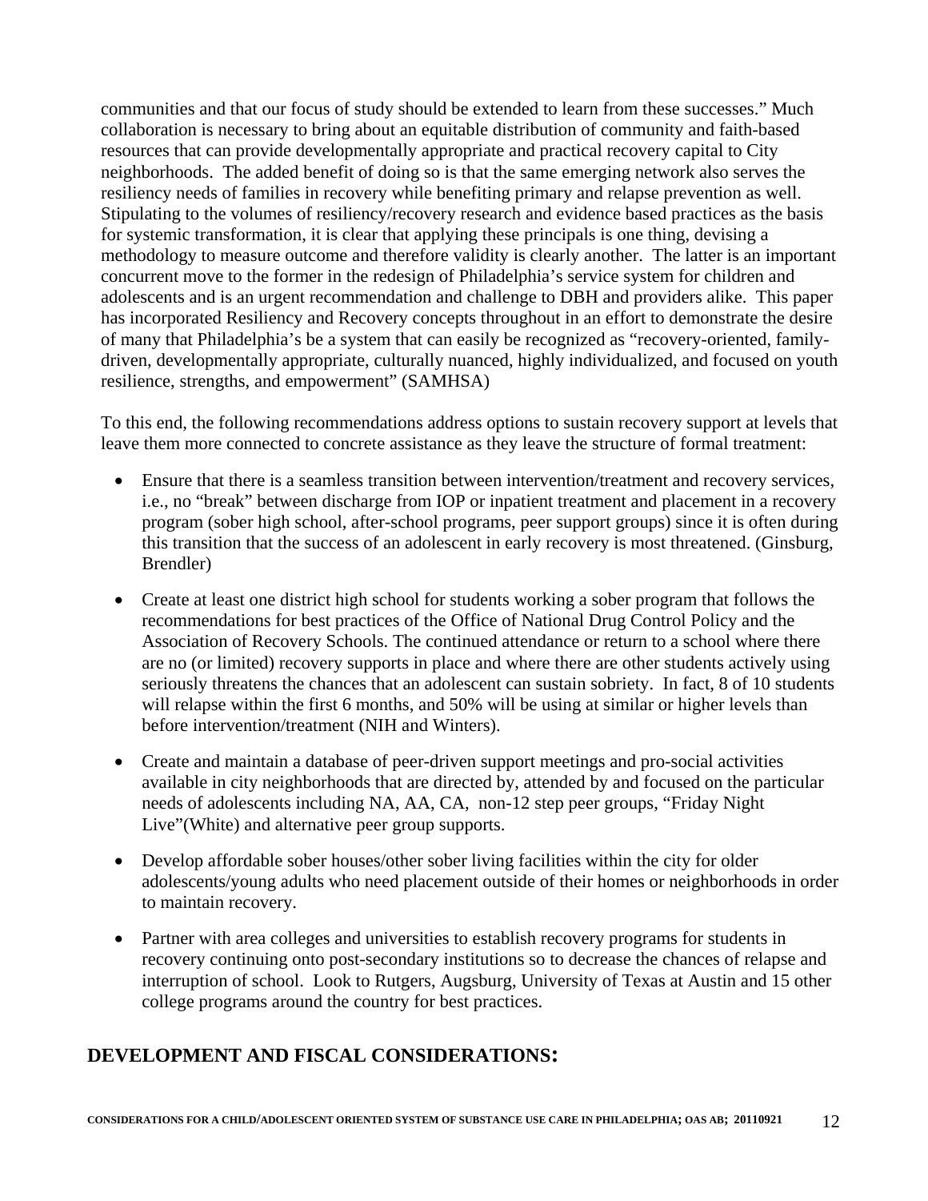communities and that our focus of study should be extended to learn from these successes." Much collaboration is necessary to bring about an equitable distribution of community and faith-based resources that can provide developmentally appropriate and practical recovery capital to City neighborhoods. The added benefit of doing so is that the same emerging network also serves the resiliency needs of families in recovery while benefiting primary and relapse prevention as well. Stipulating to the volumes of resiliency/recovery research and evidence based practices as the basis for systemic transformation, it is clear that applying these principals is one thing, devising a methodology to measure outcome and therefore validity is clearly another. The latter is an important concurrent move to the former in the redesign of Philadelphia's service system for children and adolescents and is an urgent recommendation and challenge to DBH and providers alike. This paper has incorporated Resiliency and Recovery concepts throughout in an effort to demonstrate the desire of many that Philadelphia's be a system that can easily be recognized as "recovery-oriented, family-driven, developmentally appropriate, culturally nuanced, highly individualized, and focused on youth resilience, strengths, and empowerment" (SAMHSA)

To this end, the following recommendations address options to sustain recovery support at levels that leave them more connected to concrete assistance as they leave the structure of formal treatment:

- Ensure that there is a seamless transition between intervention/treatment and recovery services, i.e., no "break" between discharge from IOP or inpatient treatment and placement in a recovery program (sober high school, after-school programs, peer support groups) since it is often during this transition that the success of an adolescent in early recovery is most threatened. (Ginsburg, Brendler)
- Create at least one district high school for students working a sober program that follows the recommendations for best practices of the Office of National Drug Control Policy and the Association of Recovery Schools. The continued attendance or return to a school where there are no (or limited) recovery supports in place and where there are other students actively using seriously threatens the chances that an adolescent can sustain sobriety. In fact, 8 of 10 students will relapse within the first 6 months, and 50% will be using at similar or higher levels than before intervention/treatment (NIH and Winters).
- Create and maintain a database of peer-driven support meetings and pro-social activities available in city neighborhoods that are directed by, attended by and focused on the particular needs of adolescents including NA, AA, CA, non-12 step peer groups, "Friday Night Live"(White) and alternative peer group supports.
- Develop affordable sober houses/other sober living facilities within the city for older adolescents/young adults who need placement outside of their homes or neighborhoods in order to maintain recovery.
- Partner with area colleges and universities to establish recovery programs for students in recovery continuing onto post-secondary institutions so to decrease the chances of relapse and interruption of school. Look to Rutgers, Augsburg, University of Texas at Austin and 15 other college programs around the country for best practices.

## DEVELOPMENT AND FISCAL CONSIDERATIONS: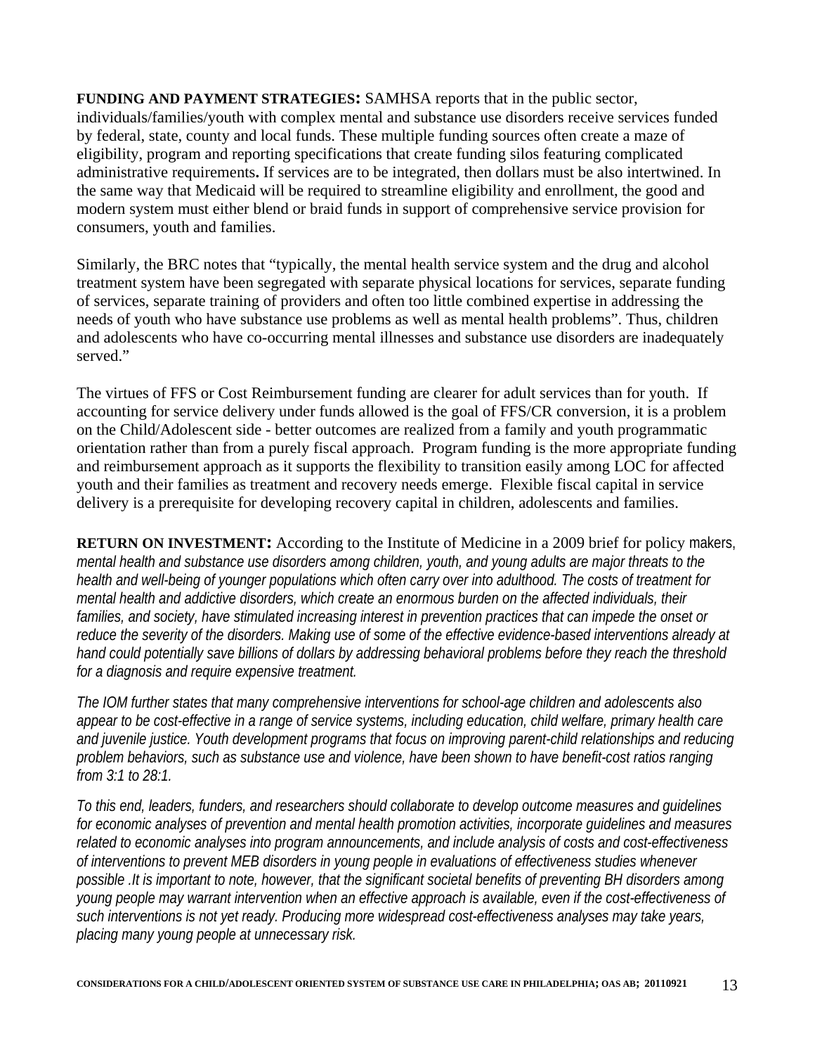**FUNDING AND PAYMENT STRATEGIES:** SAMHSA reports that in the public sector, individuals/families/youth with complex mental and substance use disorders receive services funded by federal, state, county and local funds. These multiple funding sources often create a maze of eligibility, program and reporting specifications that create funding silos featuring complicated administrative requirements**.** If services are to be integrated, then dollars must be also intertwined. In the same way that Medicaid will be required to streamline eligibility and enrollment, the good and modern system must either blend or braid funds in support of comprehensive service provision for consumers, youth and families.

Similarly, the BRC notes that "typically, the mental health service system and the drug and alcohol treatment system have been segregated with separate physical locations for services, separate funding of services, separate training of providers and often too little combined expertise in addressing the needs of youth who have substance use problems as well as mental health problems". Thus, children and adolescents who have co-occurring mental illnesses and substance use disorders are inadequately served."

The virtues of FFS or Cost Reimbursement funding are clearer for adult services than for youth. If accounting for service delivery under funds allowed is the goal of FFS/CR conversion, it is a problem on the Child/Adolescent side - better outcomes are realized from a family and youth programmatic orientation rather than from a purely fiscal approach. Program funding is the more appropriate funding and reimbursement approach as it supports the flexibility to transition easily among LOC for affected youth and their families as treatment and recovery needs emerge. Flexible fiscal capital in service delivery is a prerequisite for developing recovery capital in children, adolescents and families.

**RETURN ON INVESTMENT:** According to the Institute of Medicine in a 2009 brief for policy makers, *mental health and substance use disorders among children, youth, and young adults are major threats to the health and well-being of younger populations which often carry over into adulthood. The costs of treatment for mental health and addictive disorders, which create an enormous burden on the affected individuals, their families, and society, have stimulated increasing interest in prevention practices that can impede the onset or reduce the severity of the disorders. Making use of some of the effective evidence-based interventions already at hand could potentially save billions of dollars by addressing behavioral problems before they reach the threshold for a diagnosis and require expensive treatment.*

*The IOM further states that many comprehensive interventions for school-age children and adolescents also appear to be cost-effective in a range of service systems, including education, child welfare, primary health care and juvenile justice. Youth development programs that focus on improving parent-child relationships and reducing problem behaviors, such as substance use and violence, have been shown to have benefit-cost ratios ranging from 3:1 to 28:1.*

*To this end, leaders, funders, and researchers should collaborate to develop outcome measures and guidelines for economic analyses of prevention and mental health promotion activities, incorporate guidelines and measures related to economic analyses into program announcements, and include analysis of costs and cost-effectiveness of interventions to prevent MEB disorders in young people in evaluations of effectiveness studies whenever possible .It is important to note, however, that the significant societal benefits of preventing BH disorders among young people may warrant intervention when an effective approach is available, even if the cost-effectiveness of such interventions is not yet ready. Producing more widespread cost-effectiveness analyses may take years, placing many young people at unnecessary risk.*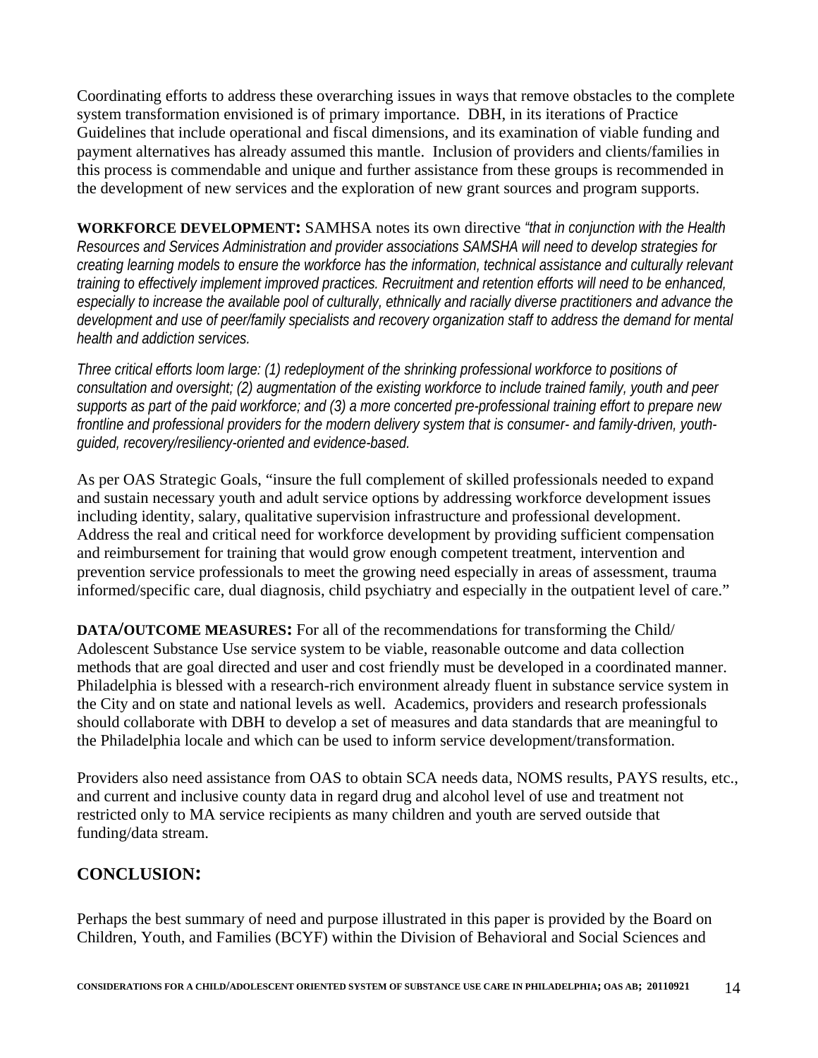Coordinating efforts to address these overarching issues in ways that remove obstacles to the complete system transformation envisioned is of primary importance. DBH, in its iterations of Practice Guidelines that include operational and fiscal dimensions, and its examination of viable funding and payment alternatives has already assumed this mantle. Inclusion of providers and clients/families in this process is commendable and unique and further assistance from these groups is recommended in the development of new services and the exploration of new grant sources and program supports.

**WORKFORCE DEVELOPMENT:** SAMHSA notes its own directive *"that in conjunction with the Health Resources and Services Administration and provider associations SAMSHA will need to develop strategies for creating learning models to ensure the workforce has the information, technical assistance and culturally relevant training to effectively implement improved practices. Recruitment and retention efforts will need to be enhanced, especially to increase the available pool of culturally, ethnically and racially diverse practitioners and advance the development and use of peer/family specialists and recovery organization staff to address the demand for mental health and addiction services.*

*Three critical efforts loom large: (1) redeployment of the shrinking professional workforce to positions of consultation and oversight; (2) augmentation of the existing workforce to include trained family, youth and peer supports as part of the paid workforce; and (3) a more concerted pre-professional training effort to prepare new frontline and professional providers for the modern delivery system that is consumer- and family-driven, youth-guided, recovery/resiliency-oriented and evidence-based.*

As per OAS Strategic Goals, "insure the full complement of skilled professionals needed to expand and sustain necessary youth and adult service options by addressing workforce development issues including identity, salary, qualitative supervision infrastructure and professional development. Address the real and critical need for workforce development by providing sufficient compensation and reimbursement for training that would grow enough competent treatment, intervention and prevention service professionals to meet the growing need especially in areas of assessment, trauma informed/specific care, dual diagnosis, child psychiatry and especially in the outpatient level of care."

**DATA/OUTCOME MEASURES:** For all of the recommendations for transforming the Child/ Adolescent Substance Use service system to be viable, reasonable outcome and data collection methods that are goal directed and user and cost friendly must be developed in a coordinated manner. Philadelphia is blessed with a research-rich environment already fluent in substance service system in the City and on state and national levels as well. Academics, providers and research professionals should collaborate with DBH to develop a set of measures and data standards that are meaningful to the Philadelphia locale and which can be used to inform service development/transformation.

Providers also need assistance from OAS to obtain SCA needs data, NOMS results, PAYS results, etc., and current and inclusive county data in regard drug and alcohol level of use and treatment not restricted only to MA service recipients as many children and youth are served outside that funding/data stream.

## CONCLUSION:

Perhaps the best summary of need and purpose illustrated in this paper is provided by the Board on Children, Youth, and Families (BCYF) within the Division of Behavioral and Social Sciences and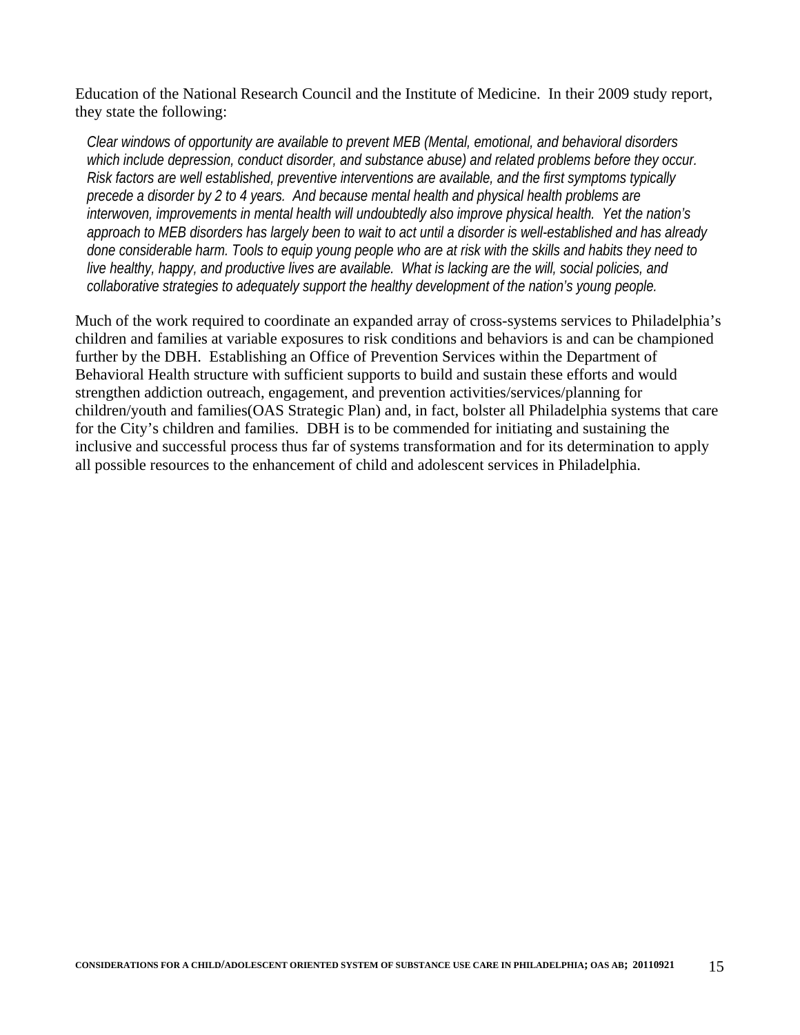Education of the National Research Council and the Institute of Medicine. In their 2009 study report, they state the following:

> *Clear windows of opportunity are available to prevent MEB (Mental, emotional, and behavioral disorders which include depression, conduct disorder, and substance abuse) and related problems before they occur. Risk factors are well established, preventive interventions are available, and the first symptoms typically precede a disorder by 2 to 4 years. And because mental health and physical health problems are interwoven, improvements in mental health will undoubtedly also improve physical health. Yet the nation's approach to MEB disorders has largely been to wait to act until a disorder is well-established and has already done considerable harm. Tools to equip young people who are at risk with the skills and habits they need to live healthy, happy, and productive lives are available. What is lacking are the will, social policies, and collaborative strategies to adequately support the healthy development of the nation's young people.*

Much of the work required to coordinate an expanded array of cross-systems services to Philadelphia's children and families at variable exposures to risk conditions and behaviors is and can be championed further by the DBH. Establishing an Office of Prevention Services within the Department of Behavioral Health structure with sufficient supports to build and sustain these efforts and would strengthen addiction outreach, engagement, and prevention activities/services/planning for children/youth and families(OAS Strategic Plan) and, in fact, bolster all Philadelphia systems that care for the City's children and families. DBH is to be commended for initiating and sustaining the inclusive and successful process thus far of systems transformation and for its determination to apply all possible resources to the enhancement of child and adolescent services in Philadelphia.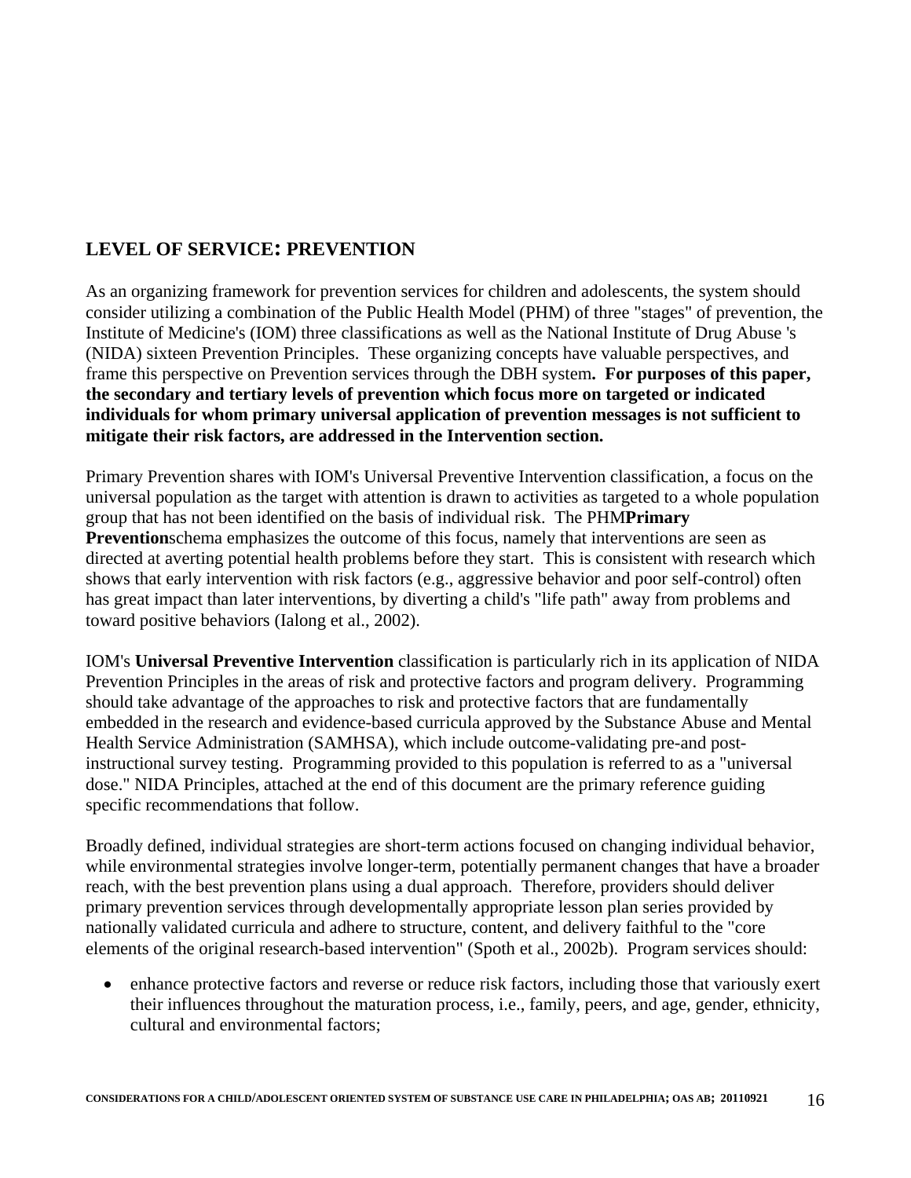## LEVEL OF SERVICE: PREVENTION

As an organizing framework for prevention services for children and adolescents, the system should consider utilizing a combination of the Public Health Model (PHM) of three "stages" of prevention, the Institute of Medicine's (IOM) three classifications as well as the National Institute of Drug Abuse 's (NIDA) sixteen Prevention Principles. These organizing concepts have valuable perspectives, and frame this perspective on Prevention services through the DBH system**. For purposes of this paper, the secondary and tertiary levels of prevention which focus more on targeted or indicated individuals for whom primary universal application of prevention messages is not sufficient to mitigate their risk factors, are addressed in the Intervention section.**

Primary Prevention shares with IOM's Universal Preventive Intervention classification, a focus on the universal population as the target with attention is drawn to activities as targeted to a whole population group that has not been identified on the basis of individual risk. The PHM**Primary Prevention**schema emphasizes the outcome of this focus, namely that interventions are seen as directed at averting potential health problems before they start. This is consistent with research which shows that early intervention with risk factors (e.g., aggressive behavior and poor self-control) often has great impact than later interventions, by diverting a child's "life path" away from problems and toward positive behaviors (Ialong et al., 2002).

IOM's **Universal Preventive Intervention** classification is particularly rich in its application of NIDA Prevention Principles in the areas of risk and protective factors and program delivery. Programming should take advantage of the approaches to risk and protective factors that are fundamentally embedded in the research and evidence-based curricula approved by the Substance Abuse and Mental Health Service Administration (SAMHSA), which include outcome-validating pre-and post-instructional survey testing. Programming provided to this population is referred to as a "universal dose." NIDA Principles, attached at the end of this document are the primary reference guiding specific recommendations that follow.

Broadly defined, individual strategies are short-term actions focused on changing individual behavior, while environmental strategies involve longer-term, potentially permanent changes that have a broader reach, with the best prevention plans using a dual approach. Therefore, providers should deliver primary prevention services through developmentally appropriate lesson plan series provided by nationally validated curricula and adhere to structure, content, and delivery faithful to the "core elements of the original research-based intervention" (Spoth et al., 2002b). Program services should:

- enhance protective factors and reverse or reduce risk factors, including those that variously exert their influences throughout the maturation process, i.e., family, peers, and age, gender, ethnicity, cultural and environmental factors;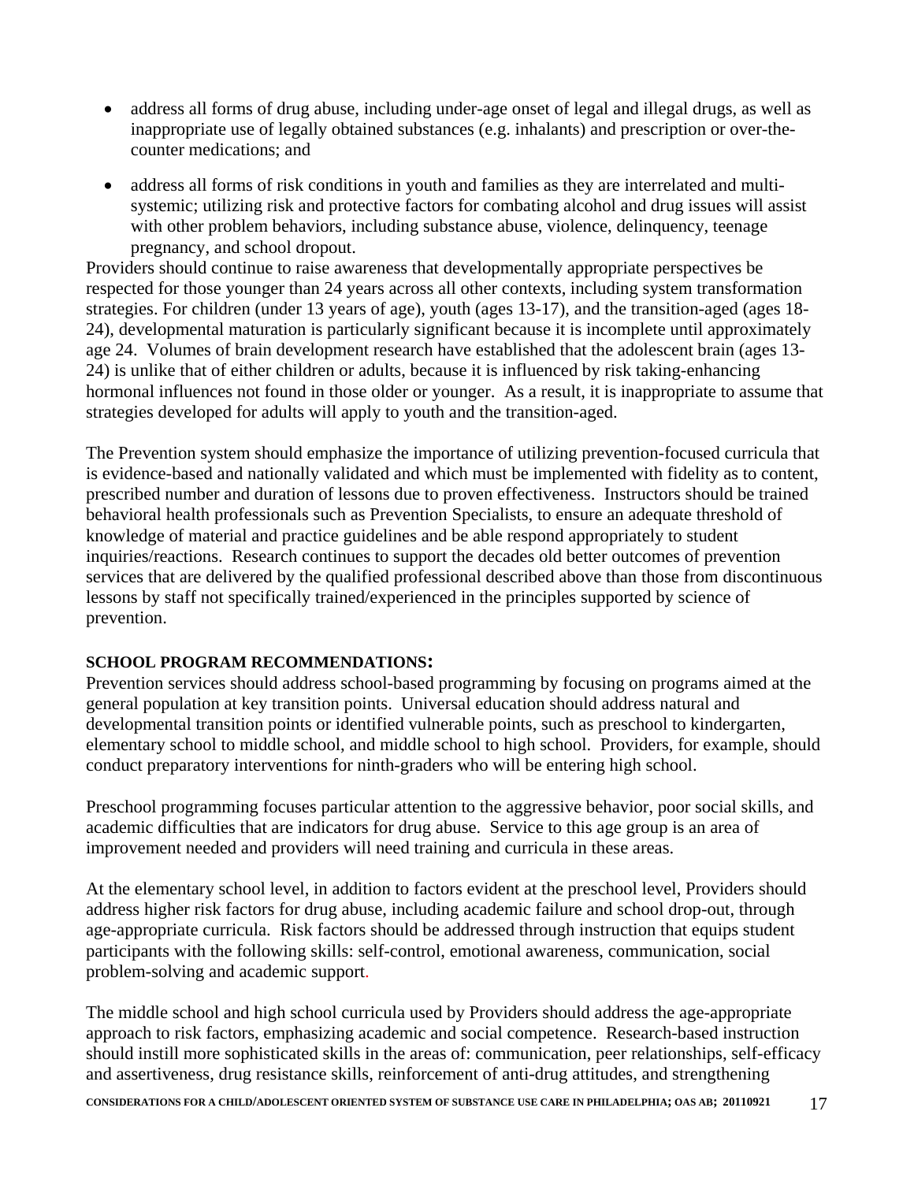- address all forms of drug abuse, including under-age onset of legal and illegal drugs, as well as inappropriate use of legally obtained substances (e.g. inhalants) and prescription or over-the-counter medications; and

- address all forms of risk conditions in youth and families as they are interrelated and multi-systemic; utilizing risk and protective factors for combating alcohol and drug issues will assist with other problem behaviors, including substance abuse, violence, delinquency, teenage pregnancy, and school dropout.

Providers should continue to raise awareness that developmentally appropriate perspectives be respected for those younger than 24 years across all other contexts, including system transformation strategies. For children (under 13 years of age), youth (ages 13-17), and the transition-aged (ages 18-24), developmental maturation is particularly significant because it is incomplete until approximately age 24. Volumes of brain development research have established that the adolescent brain (ages 13-24) is unlike that of either children or adults, because it is influenced by risk taking-enhancing hormonal influences not found in those older or younger. As a result, it is inappropriate to assume that strategies developed for adults will apply to youth and the transition-aged.

The Prevention system should emphasize the importance of utilizing prevention-focused curricula that is evidence-based and nationally validated and which must be implemented with fidelity as to content, prescribed number and duration of lessons due to proven effectiveness. Instructors should be trained behavioral health professionals such as Prevention Specialists, to ensure an adequate threshold of knowledge of material and practice guidelines and be able respond appropriately to student inquiries/reactions. Research continues to support the decades old better outcomes of prevention services that are delivered by the qualified professional described above than those from discontinuous lessons by staff not specifically trained/experienced in the principles supported by science of prevention.

**SCHOOL PROGRAM RECOMMENDATIONS:**

Prevention services should address school-based programming by focusing on programs aimed at the general population at key transition points. Universal education should address natural and developmental transition points or identified vulnerable points, such as preschool to kindergarten, elementary school to middle school, and middle school to high school. Providers, for example, should conduct preparatory interventions for ninth-graders who will be entering high school.

Preschool programming focuses particular attention to the aggressive behavior, poor social skills, and academic difficulties that are indicators for drug abuse. Service to this age group is an area of improvement needed and providers will need training and curricula in these areas.

At the elementary school level, in addition to factors evident at the preschool level, Providers should address higher risk factors for drug abuse, including academic failure and school drop-out, through age-appropriate curricula. Risk factors should be addressed through instruction that equips student participants with the following skills: self-control, emotional awareness, communication, social problem-solving and academic support.

The middle school and high school curricula used by Providers should address the age-appropriate approach to risk factors, emphasizing academic and social competence. Research-based instruction should instill more sophisticated skills in the areas of: communication, peer relationships, self-efficacy and assertiveness, drug resistance skills, reinforcement of anti-drug attitudes, and strengthening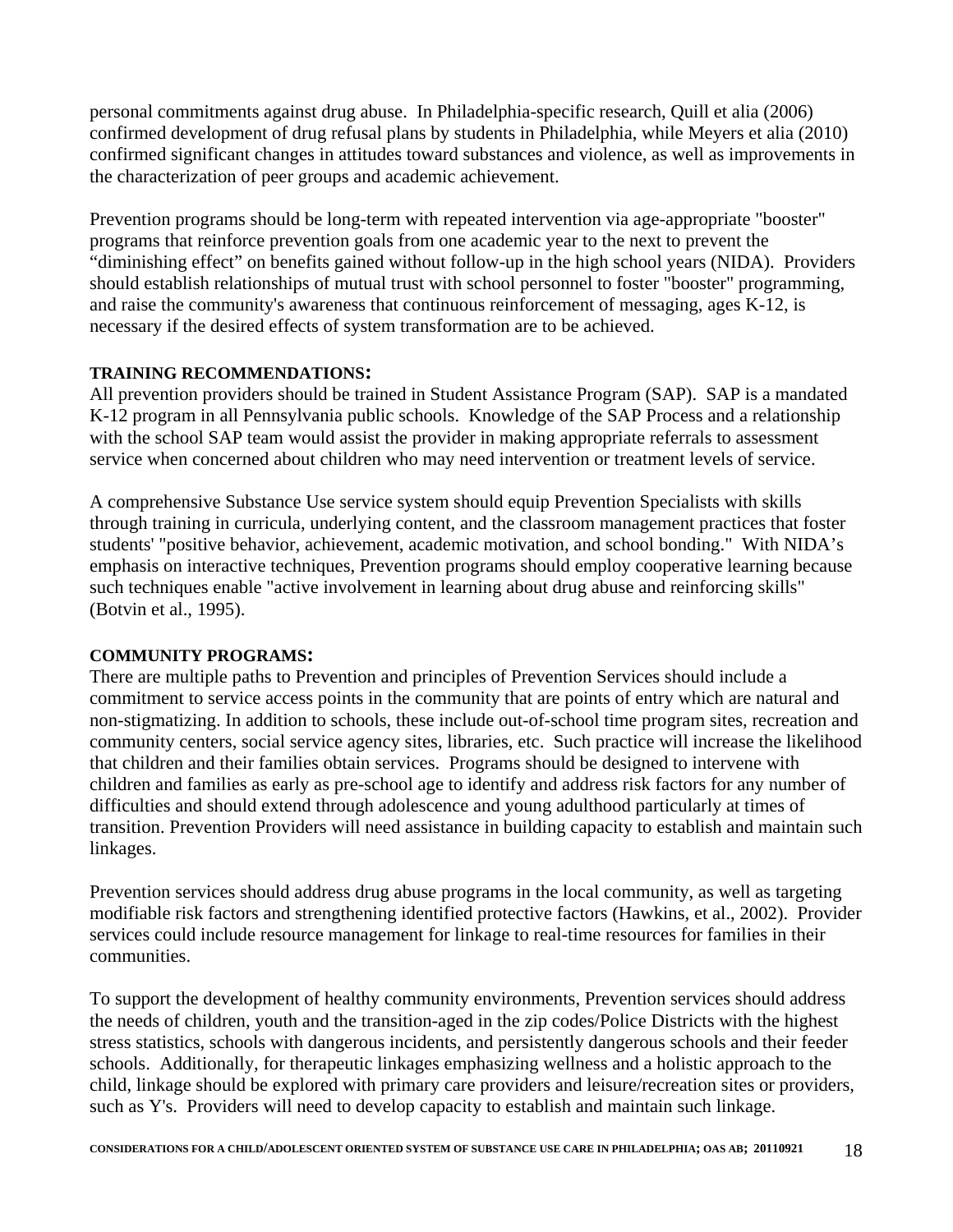personal commitments against drug abuse. In Philadelphia-specific research, Quill et alia (2006) confirmed development of drug refusal plans by students in Philadelphia, while Meyers et alia (2010) confirmed significant changes in attitudes toward substances and violence, as well as improvements in the characterization of peer groups and academic achievement.

Prevention programs should be long-term with repeated intervention via age-appropriate "booster" programs that reinforce prevention goals from one academic year to the next to prevent the "diminishing effect" on benefits gained without follow-up in the high school years (NIDA). Providers should establish relationships of mutual trust with school personnel to foster "booster" programming, and raise the community's awareness that continuous reinforcement of messaging, ages K-12, is necessary if the desired effects of system transformation are to be achieved.

**TRAINING RECOMMENDATIONS:**

All prevention providers should be trained in Student Assistance Program (SAP). SAP is a mandated K-12 program in all Pennsylvania public schools. Knowledge of the SAP Process and a relationship with the school SAP team would assist the provider in making appropriate referrals to assessment service when concerned about children who may need intervention or treatment levels of service.

A comprehensive Substance Use service system should equip Prevention Specialists with skills through training in curricula, underlying content, and the classroom management practices that foster students' "positive behavior, achievement, academic motivation, and school bonding." With NIDA's emphasis on interactive techniques, Prevention programs should employ cooperative learning because such techniques enable "active involvement in learning about drug abuse and reinforcing skills" (Botvin et al., 1995).

**COMMUNITY PROGRAMS:**

There are multiple paths to Prevention and principles of Prevention Services should include a commitment to service access points in the community that are points of entry which are natural and non-stigmatizing. In addition to schools, these include out-of-school time program sites, recreation and community centers, social service agency sites, libraries, etc. Such practice will increase the likelihood that children and their families obtain services. Programs should be designed to intervene with children and families as early as pre-school age to identify and address risk factors for any number of difficulties and should extend through adolescence and young adulthood particularly at times of transition. Prevention Providers will need assistance in building capacity to establish and maintain such linkages.

Prevention services should address drug abuse programs in the local community, as well as targeting modifiable risk factors and strengthening identified protective factors (Hawkins, et al., 2002). Provider services could include resource management for linkage to real-time resources for families in their communities.

To support the development of healthy community environments, Prevention services should address the needs of children, youth and the transition-aged in the zip codes/Police Districts with the highest stress statistics, schools with dangerous incidents, and persistently dangerous schools and their feeder schools. Additionally, for therapeutic linkages emphasizing wellness and a holistic approach to the child, linkage should be explored with primary care providers and leisure/recreation sites or providers, such as Y's. Providers will need to develop capacity to establish and maintain such linkage.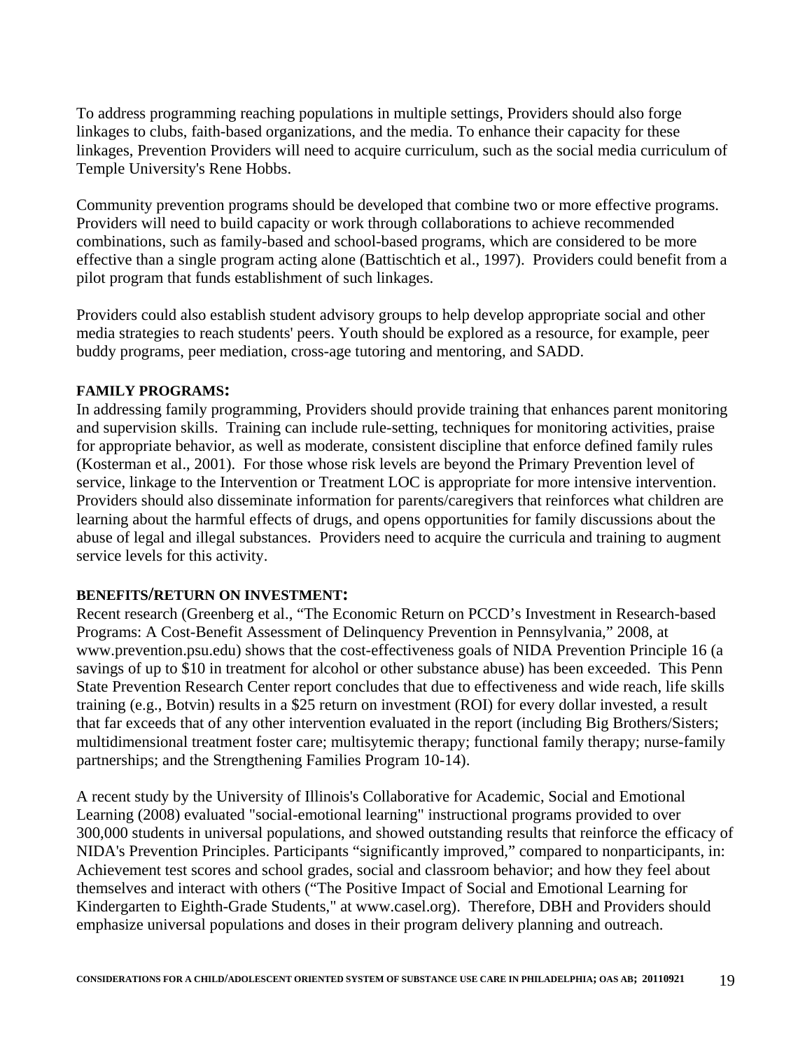To address programming reaching populations in multiple settings, Providers should also forge linkages to clubs, faith-based organizations, and the media. To enhance their capacity for these linkages, Prevention Providers will need to acquire curriculum, such as the social media curriculum of Temple University's Rene Hobbs.

Community prevention programs should be developed that combine two or more effective programs. Providers will need to build capacity or work through collaborations to achieve recommended combinations, such as family-based and school-based programs, which are considered to be more effective than a single program acting alone (Battischtich et al., 1997). Providers could benefit from a pilot program that funds establishment of such linkages.

Providers could also establish student advisory groups to help develop appropriate social and other media strategies to reach students' peers. Youth should be explored as a resource, for example, peer buddy programs, peer mediation, cross-age tutoring and mentoring, and SADD.

**FAMILY PROGRAMS:**

In addressing family programming, Providers should provide training that enhances parent monitoring and supervision skills. Training can include rule-setting, techniques for monitoring activities, praise for appropriate behavior, as well as moderate, consistent discipline that enforce defined family rules (Kosterman et al., 2001). For those whose risk levels are beyond the Primary Prevention level of service, linkage to the Intervention or Treatment LOC is appropriate for more intensive intervention. Providers should also disseminate information for parents/caregivers that reinforces what children are learning about the harmful effects of drugs, and opens opportunities for family discussions about the abuse of legal and illegal substances. Providers need to acquire the curricula and training to augment service levels for this activity.

**BENEFITS/RETURN ON INVESTMENT:**

Recent research (Greenberg et al., "The Economic Return on PCCD's Investment in Research-based Programs: A Cost-Benefit Assessment of Delinquency Prevention in Pennsylvania," 2008, at www.prevention.psu.edu) shows that the cost-effectiveness goals of NIDA Prevention Principle 16 (a savings of up to $10 in treatment for alcohol or other substance abuse) has been exceeded. This Penn State Prevention Research Center report concludes that due to effectiveness and wide reach, life skills training (e.g., Botvin) results in a $25 return on investment (ROI) for every dollar invested, a result that far exceeds that of any other intervention evaluated in the report (including Big Brothers/Sisters; multidimensional treatment foster care; multisytemic therapy; functional family therapy; nurse-family partnerships; and the Strengthening Families Program 10-14).

A recent study by the University of Illinois's Collaborative for Academic, Social and Emotional Learning (2008) evaluated "social-emotional learning" instructional programs provided to over 300,000 students in universal populations, and showed outstanding results that reinforce the efficacy of NIDA's Prevention Principles. Participants "significantly improved," compared to nonparticipants, in: Achievement test scores and school grades, social and classroom behavior; and how they feel about themselves and interact with others ("The Positive Impact of Social and Emotional Learning for Kindergarten to Eighth-Grade Students," at www.casel.org). Therefore, DBH and Providers should emphasize universal populations and doses in their program delivery planning and outreach.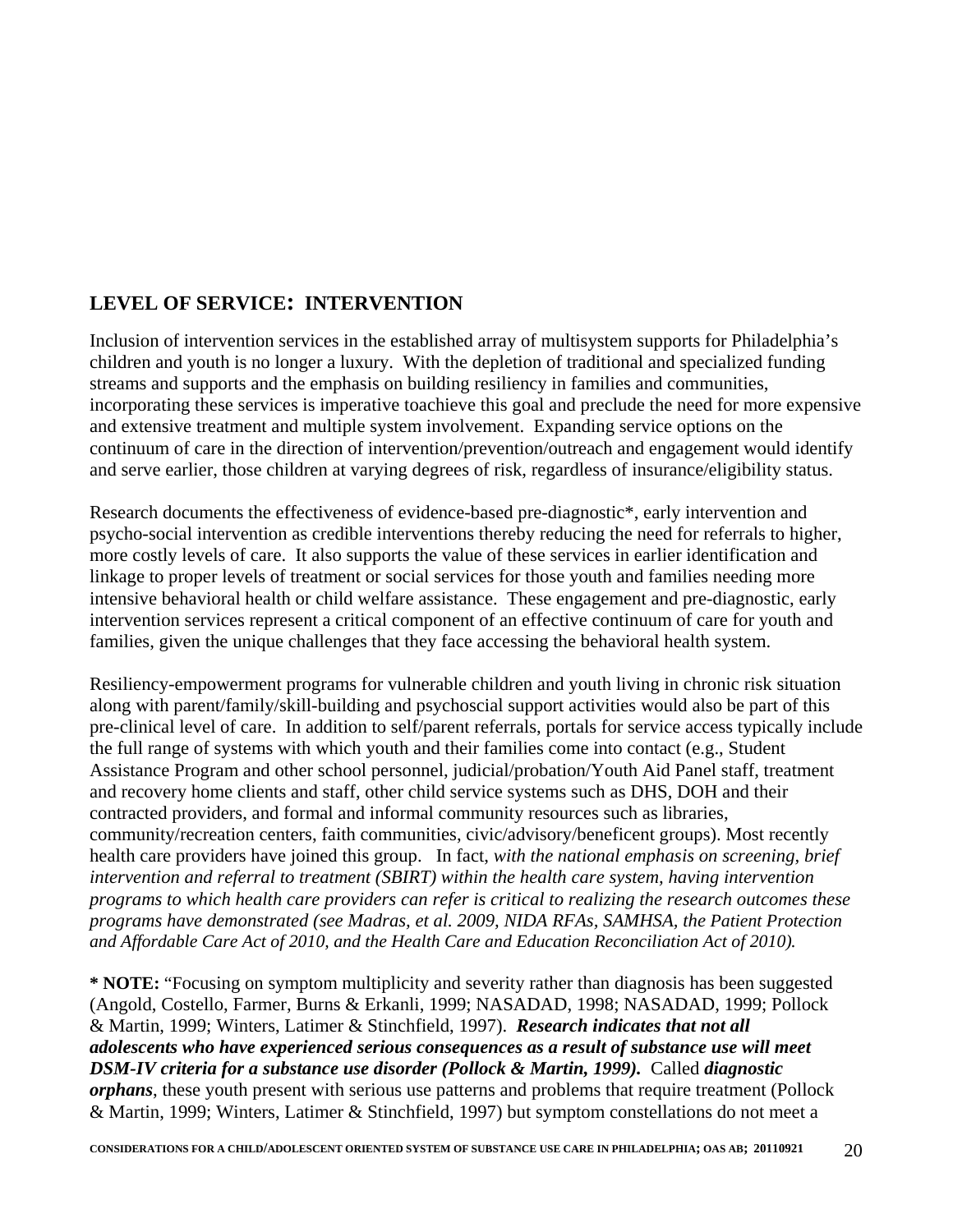## LEVEL OF SERVICE: INTERVENTION

Inclusion of intervention services in the established array of multisystem supports for Philadelphia's children and youth is no longer a luxury. With the depletion of traditional and specialized funding streams and supports and the emphasis on building resiliency in families and communities, incorporating these services is imperative toachieve this goal and preclude the need for more expensive and extensive treatment and multiple system involvement. Expanding service options on the continuum of care in the direction of intervention/prevention/outreach and engagement would identify and serve earlier, those children at varying degrees of risk, regardless of insurance/eligibility status.

Research documents the effectiveness of evidence-based pre-diagnostic*, early intervention and psycho-social intervention as credible interventions thereby reducing the need for referrals to higher, more costly levels of care. It also supports the value of these services in earlier identification and linkage to proper levels of treatment or social services for those youth and families needing more intensive behavioral health or child welfare assistance. These engagement and pre-diagnostic, early intervention services represent a critical component of an effective continuum of care for youth and families, given the unique challenges that they face accessing the behavioral health system.

Resiliency-empowerment programs for vulnerable children and youth living in chronic risk situation along with parent/family/skill-building and psychoscial support activities would also be part of this pre-clinical level of care. In addition to self/parent referrals, portals for service access typically include the full range of systems with which youth and their families come into contact (e.g., Student Assistance Program and other school personnel, judicial/probation/Youth Aid Panel staff, treatment and recovery home clients and staff, other child service systems such as DHS, DOH and their contracted providers, and formal and informal community resources such as libraries, community/recreation centers, faith communities, civic/advisory/beneficent groups). Most recently health care providers have joined this group. In fact, *with the national emphasis on screening, brief intervention and referral to treatment (SBIRT) within the health care system, having intervention programs to which health care providers can refer is critical to realizing the research outcomes these programs have demonstrated (see Madras, et al. 2009, NIDA RFAs, SAMHSA, the Patient Protection and Affordable Care Act of 2010, and the Health Care and Education Reconciliation Act of 2010).*

**\* NOTE:** "Focusing on symptom multiplicity and severity rather than diagnosis has been suggested (Angold, Costello, Farmer, Burns & Erkanli, 1999; NASADAD, 1998; NASADAD, 1999; Pollock & Martin, 1999; Winters, Latimer & Stinchfield, 1997). ***Research indicates that not all adolescents who have experienced serious consequences as a result of substance use will meet DSM-IV criteria for a substance use disorder (Pollock & Martin, 1999).*** Called ***diagnostic orphans***, these youth present with serious use patterns and problems that require treatment (Pollock & Martin, 1999; Winters, Latimer & Stinchfield, 1997) but symptom constellations do not meet a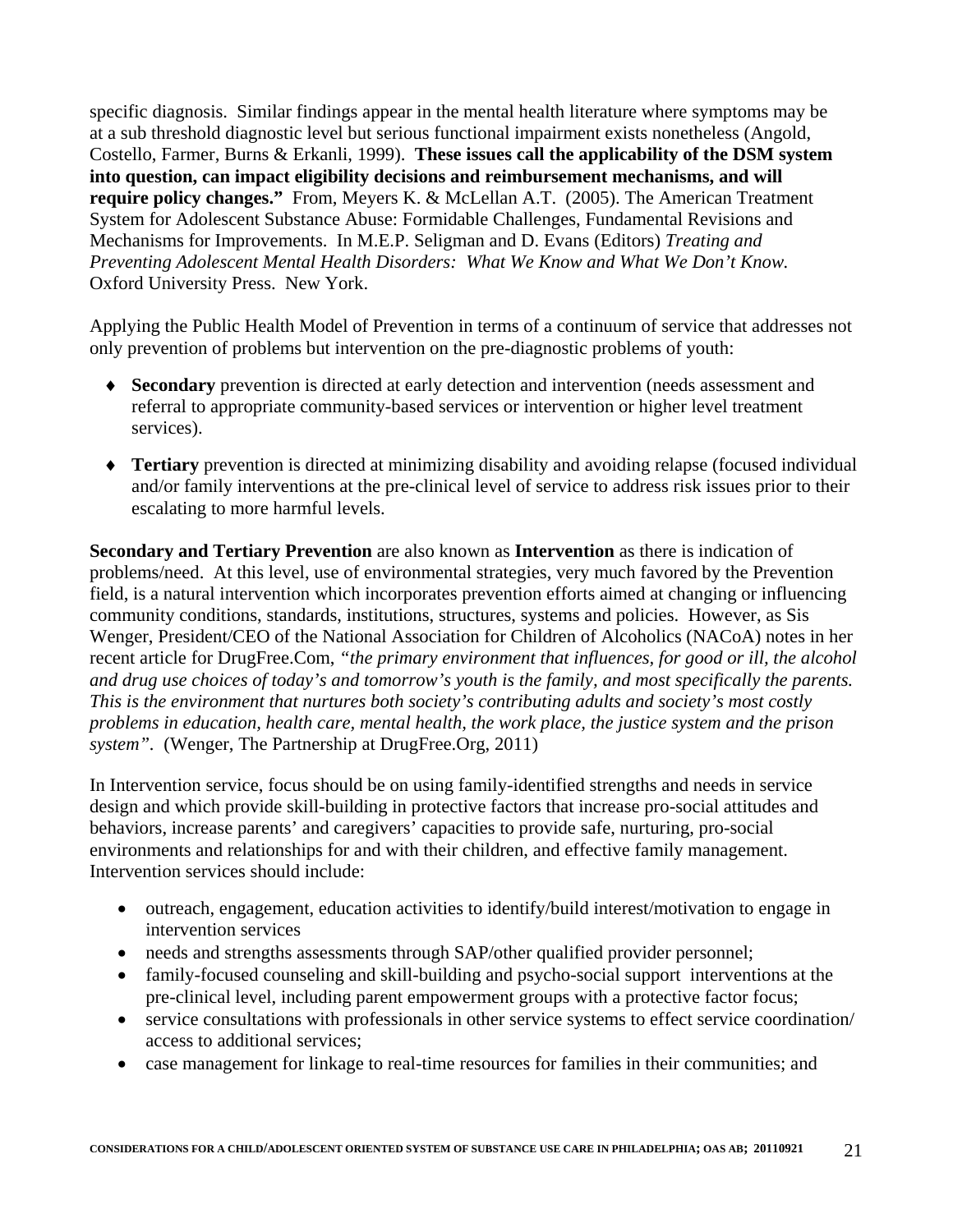specific diagnosis. Similar findings appear in the mental health literature where symptoms may be at a sub threshold diagnostic level but serious functional impairment exists nonetheless (Angold, Costello, Farmer, Burns & Erkanli, 1999). **These issues call the applicability of the DSM system into question, can impact eligibility decisions and reimbursement mechanisms, and will require policy changes."** From, Meyers K. & McLellan A.T. (2005). The American Treatment System for Adolescent Substance Abuse: Formidable Challenges, Fundamental Revisions and Mechanisms for Improvements. In M.E.P. Seligman and D. Evans (Editors) *Treating and Preventing Adolescent Mental Health Disorders: What We Know and What We Don't Know.* Oxford University Press. New York.

Applying the Public Health Model of Prevention in terms of a continuum of service that addresses not only prevention of problems but intervention on the pre-diagnostic problems of youth:

- **Secondary** prevention is directed at early detection and intervention (needs assessment and referral to appropriate community-based services or intervention or higher level treatment services).
- **Tertiary** prevention is directed at minimizing disability and avoiding relapse (focused individual and/or family interventions at the pre-clinical level of service to address risk issues prior to their escalating to more harmful levels.

**Secondary and Tertiary Prevention** are also known as **Intervention** as there is indication of problems/need. At this level, use of environmental strategies, very much favored by the Prevention field, is a natural intervention which incorporates prevention efforts aimed at changing or influencing community conditions, standards, institutions, structures, systems and policies. However, as Sis Wenger, President/CEO of the National Association for Children of Alcoholics (NACoA) notes in her recent article for DrugFree.Com, *"the primary environment that influences, for good or ill, the alcohol and drug use choices of today's and tomorrow's youth is the family, and most specifically the parents. This is the environment that nurtures both society's contributing adults and society's most costly problems in education, health care, mental health, the work place, the justice system and the prison system"*. (Wenger, The Partnership at DrugFree.Org, 2011)

In Intervention service, focus should be on using family-identified strengths and needs in service design and which provide skill-building in protective factors that increase pro-social attitudes and behaviors, increase parents' and caregivers' capacities to provide safe, nurturing, pro-social environments and relationships for and with their children, and effective family management. Intervention services should include:

- outreach, engagement, education activities to identify/build interest/motivation to engage in intervention services
- needs and strengths assessments through SAP/other qualified provider personnel;
- family-focused counseling and skill-building and psycho-social support interventions at the pre-clinical level, including parent empowerment groups with a protective factor focus;
- service consultations with professionals in other service systems to effect service coordination/ access to additional services;
- case management for linkage to real-time resources for families in their communities; and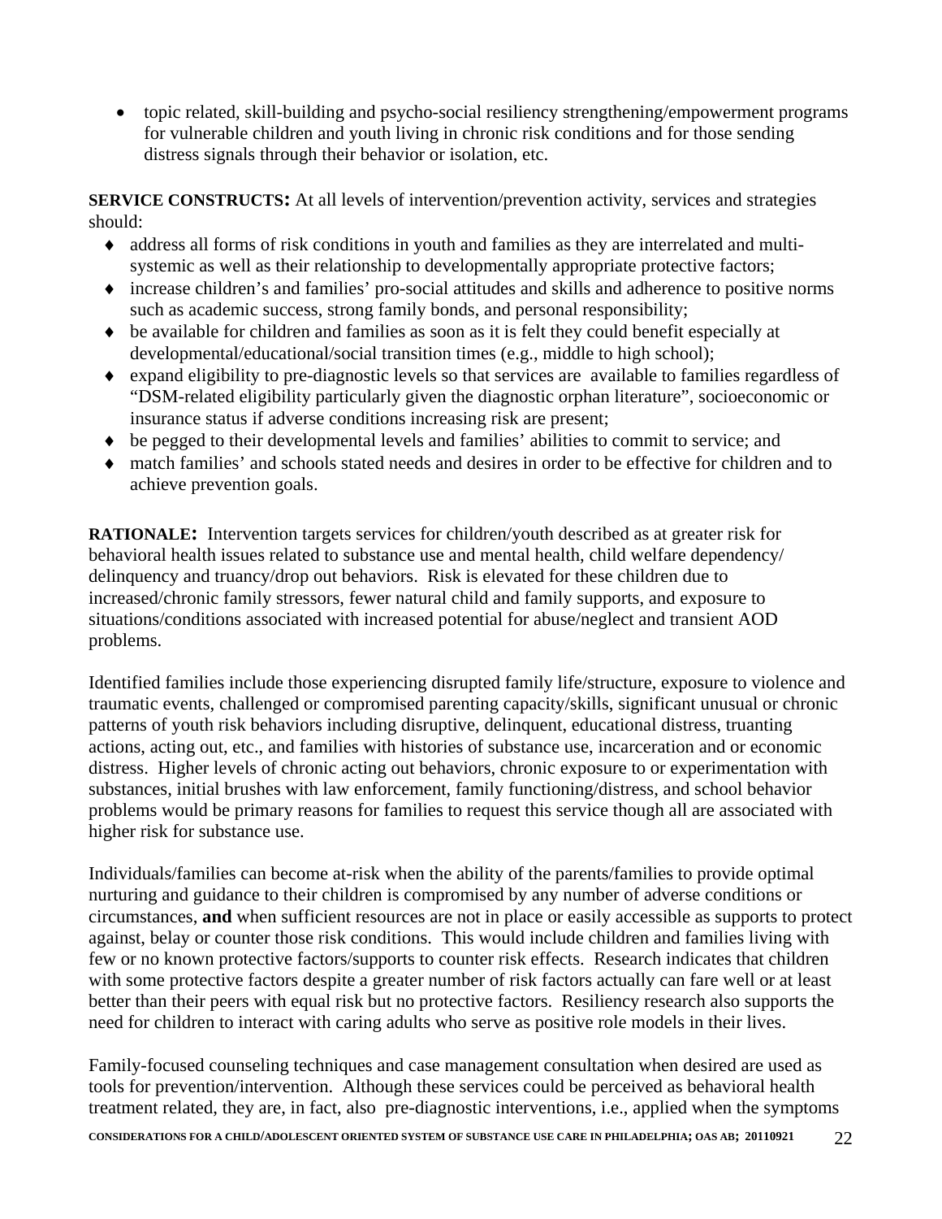- topic related, skill-building and psycho-social resiliency strengthening/empowerment programs for vulnerable children and youth living in chronic risk conditions and for those sending distress signals through their behavior or isolation, etc.

**SERVICE CONSTRUCTS:** At all levels of intervention/prevention activity, services and strategies should:

- address all forms of risk conditions in youth and families as they are interrelated and multi-systemic as well as their relationship to developmentally appropriate protective factors;
- increase children's and families' pro-social attitudes and skills and adherence to positive norms such as academic success, strong family bonds, and personal responsibility;
- be available for children and families as soon as it is felt they could benefit especially at developmental/educational/social transition times (e.g., middle to high school);
- expand eligibility to pre-diagnostic levels so that services are available to families regardless of "DSM-related eligibility particularly given the diagnostic orphan literature", socioeconomic or insurance status if adverse conditions increasing risk are present;
- be pegged to their developmental levels and families' abilities to commit to service; and
- match families' and schools stated needs and desires in order to be effective for children and to achieve prevention goals.

**RATIONALE:** Intervention targets services for children/youth described as at greater risk for behavioral health issues related to substance use and mental health, child welfare dependency/ delinquency and truancy/drop out behaviors. Risk is elevated for these children due to increased/chronic family stressors, fewer natural child and family supports, and exposure to situations/conditions associated with increased potential for abuse/neglect and transient AOD problems.

Identified families include those experiencing disrupted family life/structure, exposure to violence and traumatic events, challenged or compromised parenting capacity/skills, significant unusual or chronic patterns of youth risk behaviors including disruptive, delinquent, educational distress, truanting actions, acting out, etc., and families with histories of substance use, incarceration and or economic distress. Higher levels of chronic acting out behaviors, chronic exposure to or experimentation with substances, initial brushes with law enforcement, family functioning/distress, and school behavior problems would be primary reasons for families to request this service though all are associated with higher risk for substance use.

Individuals/families can become at-risk when the ability of the parents/families to provide optimal nurturing and guidance to their children is compromised by any number of adverse conditions or circumstances, **and** when sufficient resources are not in place or easily accessible as supports to protect against, belay or counter those risk conditions. This would include children and families living with few or no known protective factors/supports to counter risk effects. Research indicates that children with some protective factors despite a greater number of risk factors actually can fare well or at least better than their peers with equal risk but no protective factors. Resiliency research also supports the need for children to interact with caring adults who serve as positive role models in their lives.

Family-focused counseling techniques and case management consultation when desired are used as tools for prevention/intervention. Although these services could be perceived as behavioral health treatment related, they are, in fact, also pre-diagnostic interventions, i.e., applied when the symptoms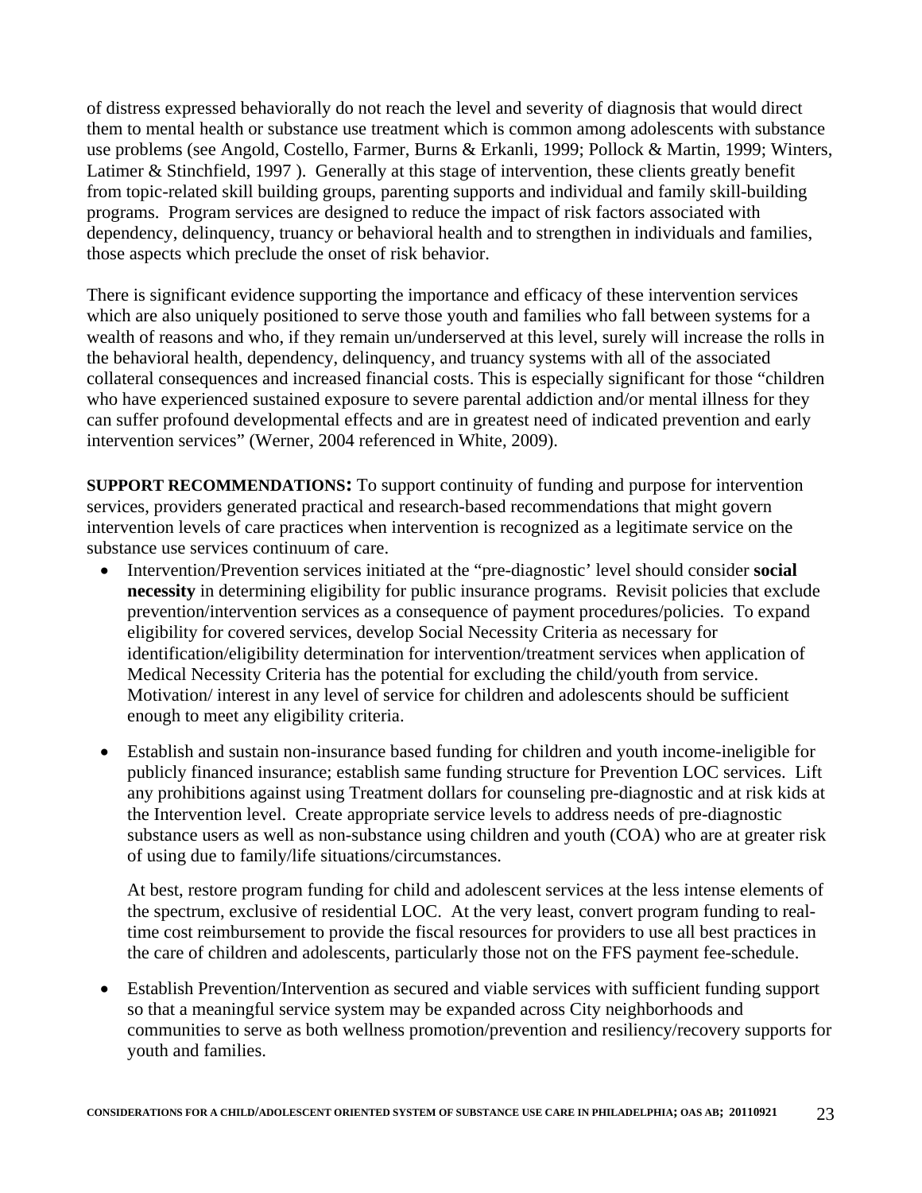of distress expressed behaviorally do not reach the level and severity of diagnosis that would direct them to mental health or substance use treatment which is common among adolescents with substance use problems (see Angold, Costello, Farmer, Burns & Erkanli, 1999; Pollock & Martin, 1999; Winters, Latimer & Stinchfield, 1997 ). Generally at this stage of intervention, these clients greatly benefit from topic-related skill building groups, parenting supports and individual and family skill-building programs. Program services are designed to reduce the impact of risk factors associated with dependency, delinquency, truancy or behavioral health and to strengthen in individuals and families, those aspects which preclude the onset of risk behavior.

There is significant evidence supporting the importance and efficacy of these intervention services which are also uniquely positioned to serve those youth and families who fall between systems for a wealth of reasons and who, if they remain un/underserved at this level, surely will increase the rolls in the behavioral health, dependency, delinquency, and truancy systems with all of the associated collateral consequences and increased financial costs. This is especially significant for those "children who have experienced sustained exposure to severe parental addiction and/or mental illness for they can suffer profound developmental effects and are in greatest need of indicated prevention and early intervention services" (Werner, 2004 referenced in White, 2009).

**SUPPORT RECOMMENDATIONS:** To support continuity of funding and purpose for intervention services, providers generated practical and research-based recommendations that might govern intervention levels of care practices when intervention is recognized as a legitimate service on the substance use services continuum of care.

- Intervention/Prevention services initiated at the "pre-diagnostic' level should consider **social necessity** in determining eligibility for public insurance programs. Revisit policies that exclude prevention/intervention services as a consequence of payment procedures/policies. To expand eligibility for covered services, develop Social Necessity Criteria as necessary for identification/eligibility determination for intervention/treatment services when application of Medical Necessity Criteria has the potential for excluding the child/youth from service. Motivation/ interest in any level of service for children and adolescents should be sufficient enough to meet any eligibility criteria.

- Establish and sustain non-insurance based funding for children and youth income-ineligible for publicly financed insurance; establish same funding structure for Prevention LOC services. Lift any prohibitions against using Treatment dollars for counseling pre-diagnostic and at risk kids at the Intervention level. Create appropriate service levels to address needs of pre-diagnostic substance users as well as non-substance using children and youth (COA) who are at greater risk of using due to family/life situations/circumstances.

  At best, restore program funding for child and adolescent services at the less intense elements of the spectrum, exclusive of residential LOC. At the very least, convert program funding to real-time cost reimbursement to provide the fiscal resources for providers to use all best practices in the care of children and adolescents, particularly those not on the FFS payment fee-schedule.

- Establish Prevention/Intervention as secured and viable services with sufficient funding support so that a meaningful service system may be expanded across City neighborhoods and communities to serve as both wellness promotion/prevention and resiliency/recovery supports for youth and families.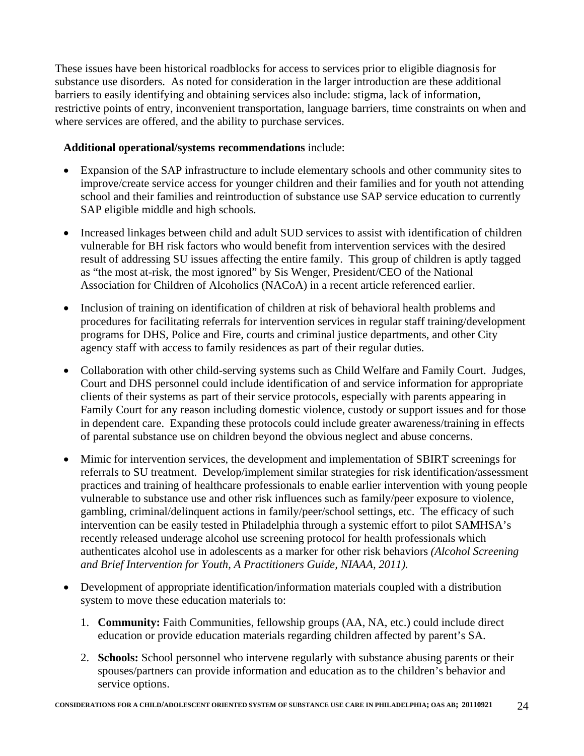These issues have been historical roadblocks for access to services prior to eligible diagnosis for substance use disorders. As noted for consideration in the larger introduction are these additional barriers to easily identifying and obtaining services also include: stigma, lack of information, restrictive points of entry, inconvenient transportation, language barriers, time constraints on when and where services are offered, and the ability to purchase services.

**Additional operational/systems recommendations** include:

- Expansion of the SAP infrastructure to include elementary schools and other community sites to improve/create service access for younger children and their families and for youth not attending school and their families and reintroduction of substance use SAP service education to currently SAP eligible middle and high schools.
- Increased linkages between child and adult SUD services to assist with identification of children vulnerable for BH risk factors who would benefit from intervention services with the desired result of addressing SU issues affecting the entire family. This group of children is aptly tagged as "the most at-risk, the most ignored" by Sis Wenger, President/CEO of the National Association for Children of Alcoholics (NACoA) in a recent article referenced earlier.
- Inclusion of training on identification of children at risk of behavioral health problems and procedures for facilitating referrals for intervention services in regular staff training/development programs for DHS, Police and Fire, courts and criminal justice departments, and other City agency staff with access to family residences as part of their regular duties.
- Collaboration with other child-serving systems such as Child Welfare and Family Court. Judges, Court and DHS personnel could include identification of and service information for appropriate clients of their systems as part of their service protocols, especially with parents appearing in Family Court for any reason including domestic violence, custody or support issues and for those in dependent care. Expanding these protocols could include greater awareness/training in effects of parental substance use on children beyond the obvious neglect and abuse concerns.
- Mimic for intervention services, the development and implementation of SBIRT screenings for referrals to SU treatment. Develop/implement similar strategies for risk identification/assessment practices and training of healthcare professionals to enable earlier intervention with young people vulnerable to substance use and other risk influences such as family/peer exposure to violence, gambling, criminal/delinquent actions in family/peer/school settings, etc. The efficacy of such intervention can be easily tested in Philadelphia through a systemic effort to pilot SAMHSA's recently released underage alcohol use screening protocol for health professionals which authenticates alcohol use in adolescents as a marker for other risk behaviors *(Alcohol Screening and Brief Intervention for Youth, A Practitioners Guide, NIAAA, 2011).*
- Development of appropriate identification/information materials coupled with a distribution system to move these education materials to:
    1. **Community:** Faith Communities, fellowship groups (AA, NA, etc.) could include direct education or provide education materials regarding children affected by parent's SA.
    2. **Schools:** School personnel who intervene regularly with substance abusing parents or their spouses/partners can provide information and education as to the children's behavior and service options.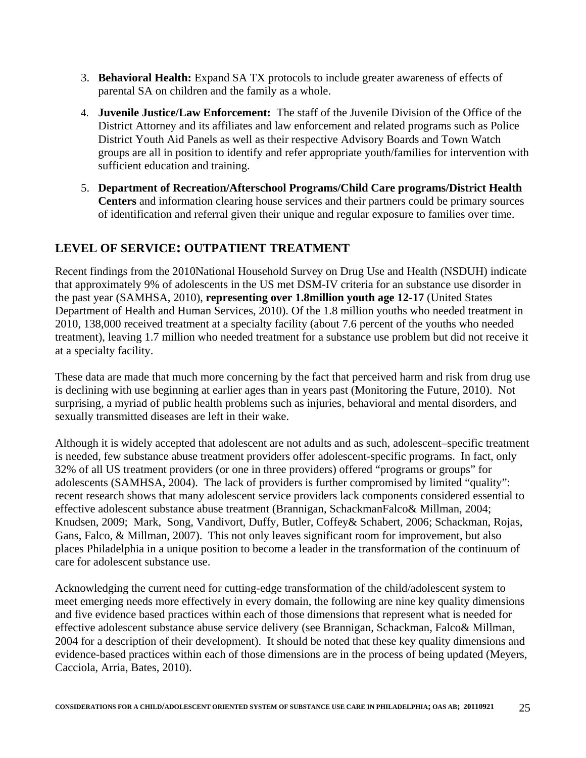3. **Behavioral Health:** Expand SA TX protocols to include greater awareness of effects of parental SA on children and the family as a whole.
4. **Juvenile Justice/Law Enforcement:** The staff of the Juvenile Division of the Office of the District Attorney and its affiliates and law enforcement and related programs such as Police District Youth Aid Panels as well as their respective Advisory Boards and Town Watch groups are all in position to identify and refer appropriate youth/families for intervention with sufficient education and training.
5. **Department of Recreation/Afterschool Programs/Child Care programs/District Health Centers** and information clearing house services and their partners could be primary sources of identification and referral given their unique and regular exposure to families over time.

## LEVEL OF SERVICE: OUTPATIENT TREATMENT

Recent findings from the 2010National Household Survey on Drug Use and Health (NSDUH) indicate that approximately 9% of adolescents in the US met DSM-IV criteria for an substance use disorder in the past year (SAMHSA, 2010), **representing over 1.8million youth age 12-17** (United States Department of Health and Human Services, 2010). Of the 1.8 million youths who needed treatment in 2010, 138,000 received treatment at a specialty facility (about 7.6 percent of the youths who needed treatment), leaving 1.7 million who needed treatment for a substance use problem but did not receive it at a specialty facility.

These data are made that much more concerning by the fact that perceived harm and risk from drug use is declining with use beginning at earlier ages than in years past (Monitoring the Future, 2010). Not surprising, a myriad of public health problems such as injuries, behavioral and mental disorders, and sexually transmitted diseases are left in their wake.

Although it is widely accepted that adolescent are not adults and as such, adolescent–specific treatment is needed, few substance abuse treatment providers offer adolescent-specific programs. In fact, only 32% of all US treatment providers (or one in three providers) offered "programs or groups" for adolescents (SAMHSA, 2004). The lack of providers is further compromised by limited "quality": recent research shows that many adolescent service providers lack components considered essential to effective adolescent substance abuse treatment (Brannigan, SchackmanFalco& Millman, 2004; Knudsen, 2009; Mark, Song, Vandivort, Duffy, Butler, Coffey& Schabert, 2006; Schackman, Rojas, Gans, Falco, & Millman, 2007). This not only leaves significant room for improvement, but also places Philadelphia in a unique position to become a leader in the transformation of the continuum of care for adolescent substance use.

Acknowledging the current need for cutting-edge transformation of the child/adolescent system to meet emerging needs more effectively in every domain, the following are nine key quality dimensions and five evidence based practices within each of those dimensions that represent what is needed for effective adolescent substance abuse service delivery (see Brannigan, Schackman, Falco& Millman, 2004 for a description of their development). It should be noted that these key quality dimensions and evidence-based practices within each of those dimensions are in the process of being updated (Meyers, Cacciola, Arria, Bates, 2010).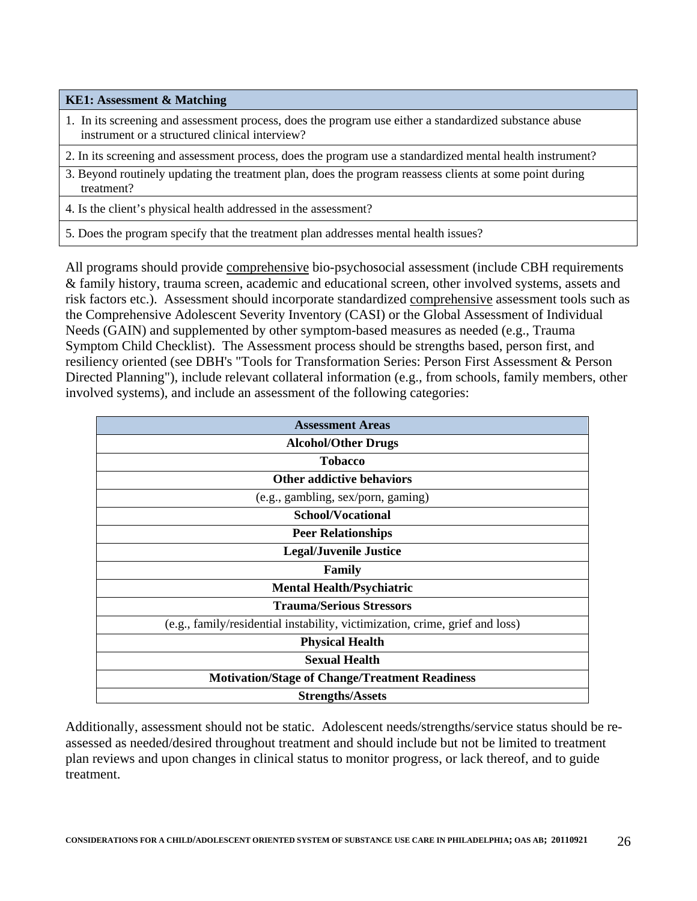| KE1: Assessment & Matching |
|---|
| 1. In its screening and assessment process, does the program use either a standardized substance abuse instrument or a structured clinical interview? |
| 2. In its screening and assessment process, does the program use a standardized mental health instrument? |
| 3. Beyond routinely updating the treatment plan, does the program reassess clients at some point during treatment? |
| 4. Is the client's physical health addressed in the assessment? |
| 5. Does the program specify that the treatment plan addresses mental health issues? |

All programs should provide comprehensive bio-psychosocial assessment (include CBH requirements & family history, trauma screen, academic and educational screen, other involved systems, assets and risk factors etc.). Assessment should incorporate standardized comprehensive assessment tools such as the Comprehensive Adolescent Severity Inventory (CASI) or the Global Assessment of Individual Needs (GAIN) and supplemented by other symptom-based measures as needed (e.g., Trauma Symptom Child Checklist). The Assessment process should be strengths based, person first, and resiliency oriented (see DBH's "Tools for Transformation Series: Person First Assessment & Person Directed Planning"), include relevant collateral information (e.g., from schools, family members, other involved systems), and include an assessment of the following categories:

| Assessment Areas |
|---|
| **Alcohol/Other Drugs** |
| **Tobacco** |
| **Other addictive behaviors** |
| (e.g., gambling, sex/porn, gaming) |
| **School/Vocational** |
| **Peer Relationships** |
| **Legal/Juvenile Justice** |
| **Family** |
| **Mental Health/Psychiatric** |
| **Trauma/Serious Stressors** |
| (e.g., family/residential instability, victimization, crime, grief and loss) |
| **Physical Health** |
| **Sexual Health** |
| **Motivation/Stage of Change/Treatment Readiness** |
| **Strengths/Assets** |

Additionally, assessment should not be static. Adolescent needs/strengths/service status should be re-assessed as needed/desired throughout treatment and should include but not be limited to treatment plan reviews and upon changes in clinical status to monitor progress, or lack thereof, and to guide treatment.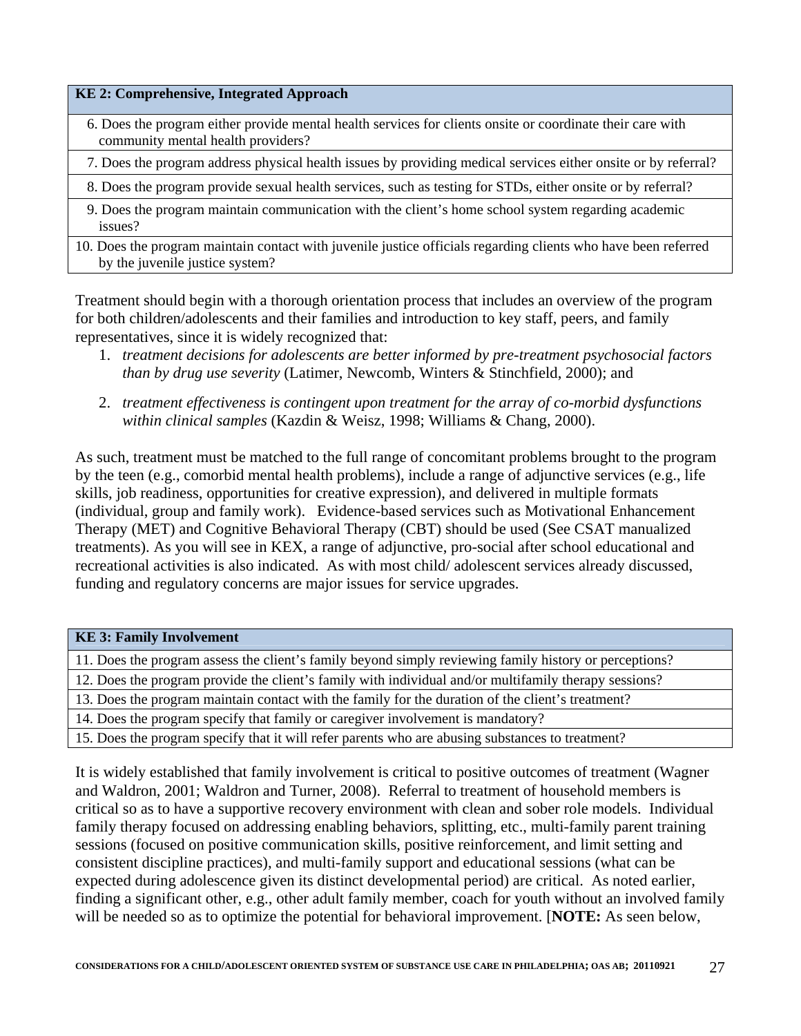| KE 2: Comprehensive, Integrated Approach |
|---|
| 6. Does the program either provide mental health services for clients onsite or coordinate their care with community mental health providers? |
| 7. Does the program address physical health issues by providing medical services either onsite or by referral? |
| 8. Does the program provide sexual health services, such as testing for STDs, either onsite or by referral? |
| 9. Does the program maintain communication with the client's home school system regarding academic issues? |
| 10. Does the program maintain contact with juvenile justice officials regarding clients who have been referred by the juvenile justice system? |

Treatment should begin with a thorough orientation process that includes an overview of the program for both children/adolescents and their families and introduction to key staff, peers, and family representatives, since it is widely recognized that:

1. *treatment decisions for adolescents are better informed by pre-treatment psychosocial factors than by drug use severity* (Latimer, Newcomb, Winters & Stinchfield, 2000); and

2. *treatment effectiveness is contingent upon treatment for the array of co-morbid dysfunctions within clinical samples* (Kazdin & Weisz, 1998; Williams & Chang, 2000).

As such, treatment must be matched to the full range of concomitant problems brought to the program by the teen (e.g., comorbid mental health problems), include a range of adjunctive services (e.g., life skills, job readiness, opportunities for creative expression), and delivered in multiple formats (individual, group and family work). Evidence-based services such as Motivational Enhancement Therapy (MET) and Cognitive Behavioral Therapy (CBT) should be used (See CSAT manualized treatments). As you will see in KEX, a range of adjunctive, pro-social after school educational and recreational activities is also indicated. As with most child/ adolescent services already discussed, funding and regulatory concerns are major issues for service upgrades.

| KE 3: Family Involvement |
|---|
| 11. Does the program assess the client's family beyond simply reviewing family history or perceptions? |
| 12. Does the program provide the client's family with individual and/or multifamily therapy sessions? |
| 13. Does the program maintain contact with the family for the duration of the client's treatment? |
| 14. Does the program specify that family or caregiver involvement is mandatory? |
| 15. Does the program specify that it will refer parents who are abusing substances to treatment? |

It is widely established that family involvement is critical to positive outcomes of treatment (Wagner and Waldron, 2001; Waldron and Turner, 2008). Referral to treatment of household members is critical so as to have a supportive recovery environment with clean and sober role models. Individual family therapy focused on addressing enabling behaviors, splitting, etc., multi-family parent training sessions (focused on positive communication skills, positive reinforcement, and limit setting and consistent discipline practices), and multi-family support and educational sessions (what can be expected during adolescence given its distinct developmental period) are critical. As noted earlier, finding a significant other, e.g., other adult family member, coach for youth without an involved family will be needed so as to optimize the potential for behavioral improvement. [**NOTE:** As seen below,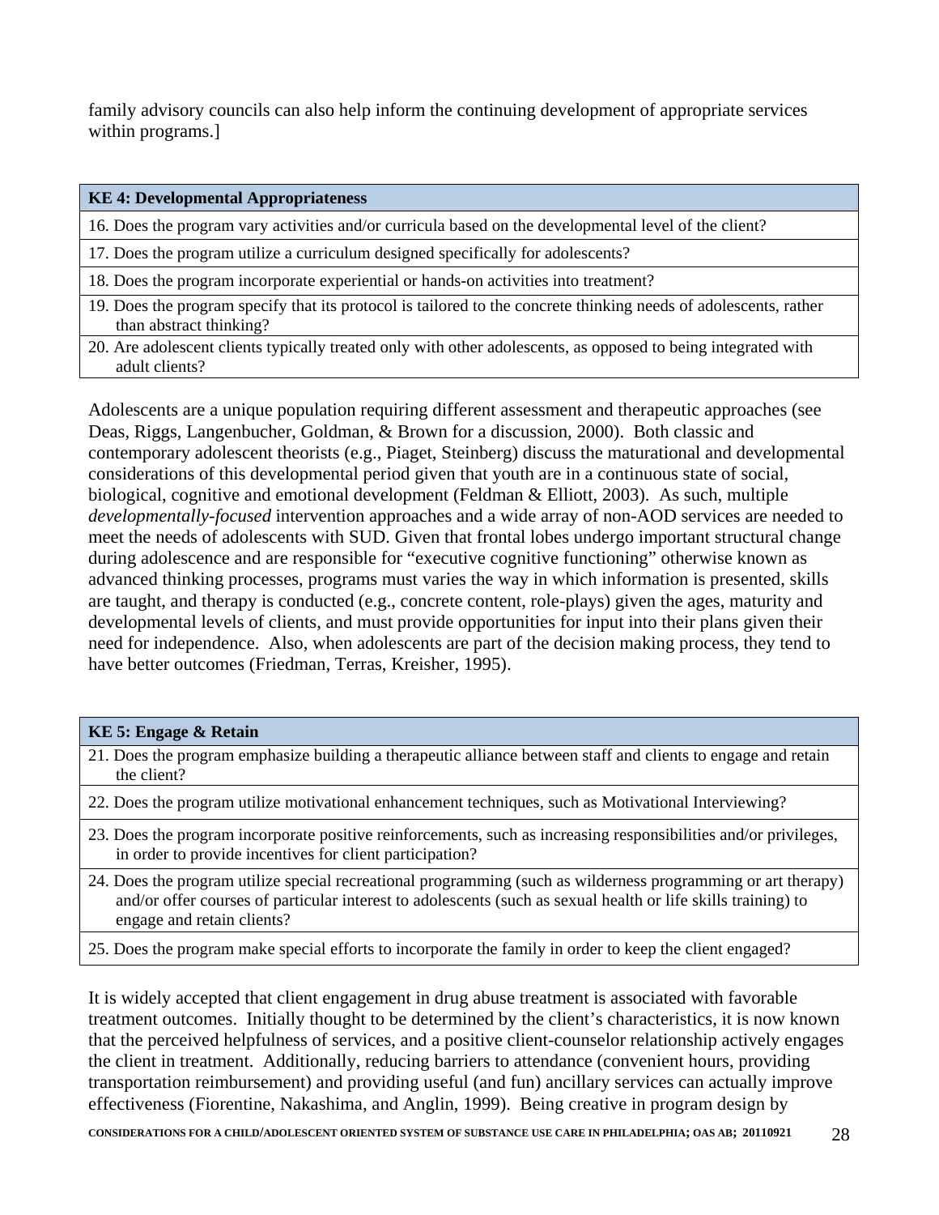family advisory councils can also help inform the continuing development of appropriate services within programs.]

| **KE 4: Developmental Appropriateness** |
|---|
| 16. Does the program vary activities and/or curricula based on the developmental level of the client? |
| 17. Does the program utilize a curriculum designed specifically for adolescents? |
| 18. Does the program incorporate experiential or hands-on activities into treatment? |
| 19. Does the program specify that its protocol is tailored to the concrete thinking needs of adolescents, rather than abstract thinking? |
| 20. Are adolescent clients typically treated only with other adolescents, as opposed to being integrated with adult clients? |

Adolescents are a unique population requiring different assessment and therapeutic approaches (see Deas, Riggs, Langenbucher, Goldman, & Brown for a discussion, 2000). Both classic and contemporary adolescent theorists (e.g., Piaget, Steinberg) discuss the maturational and developmental considerations of this developmental period given that youth are in a continuous state of social, biological, cognitive and emotional development (Feldman & Elliott, 2003). As such, multiple *developmentally-focused* intervention approaches and a wide array of non-AOD services are needed to meet the needs of adolescents with SUD. Given that frontal lobes undergo important structural change during adolescence and are responsible for "executive cognitive functioning" otherwise known as advanced thinking processes, programs must varies the way in which information is presented, skills are taught, and therapy is conducted (e.g., concrete content, role-plays) given the ages, maturity and developmental levels of clients, and must provide opportunities for input into their plans given their need for independence. Also, when adolescents are part of the decision making process, they tend to have better outcomes (Friedman, Terras, Kreisher, 1995).

| **KE 5: Engage & Retain** |
|---|
| 21. Does the program emphasize building a therapeutic alliance between staff and clients to engage and retain the client? |
| 22. Does the program utilize motivational enhancement techniques, such as Motivational Interviewing? |
| 23. Does the program incorporate positive reinforcements, such as increasing responsibilities and/or privileges, in order to provide incentives for client participation? |
| 24. Does the program utilize special recreational programming (such as wilderness programming or art therapy) and/or offer courses of particular interest to adolescents (such as sexual health or life skills training) to engage and retain clients? |
| 25. Does the program make special efforts to incorporate the family in order to keep the client engaged? |

It is widely accepted that client engagement in drug abuse treatment is associated with favorable treatment outcomes. Initially thought to be determined by the client's characteristics, it is now known that the perceived helpfulness of services, and a positive client-counselor relationship actively engages the client in treatment. Additionally, reducing barriers to attendance (convenient hours, providing transportation reimbursement) and providing useful (and fun) ancillary services can actually improve effectiveness (Fiorentine, Nakashima, and Anglin, 1999). Being creative in program design by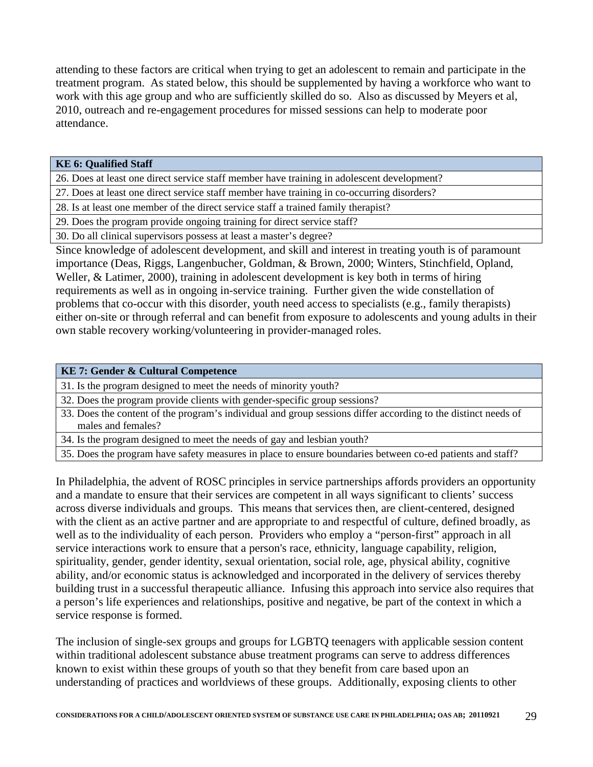attending to these factors are critical when trying to get an adolescent to remain and participate in the treatment program. As stated below, this should be supplemented by having a workforce who want to work with this age group and who are sufficiently skilled do so. Also as discussed by Meyers et al, 2010, outreach and re-engagement procedures for missed sessions can help to moderate poor attendance.

| **KE 6: Qualified Staff** |
|---|
| 26. Does at least one direct service staff member have training in adolescent development? |
| 27. Does at least one direct service staff member have training in co-occurring disorders? |
| 28. Is at least one member of the direct service staff a trained family therapist? |
| 29. Does the program provide ongoing training for direct service staff? |
| 30. Do all clinical supervisors possess at least a master's degree? |

Since knowledge of adolescent development, and skill and interest in treating youth is of paramount importance (Deas, Riggs, Langenbucher, Goldman, & Brown, 2000; Winters, Stinchfield, Opland, Weller, & Latimer, 2000), training in adolescent development is key both in terms of hiring requirements as well as in ongoing in-service training. Further given the wide constellation of problems that co-occur with this disorder, youth need access to specialists (e.g., family therapists) either on-site or through referral and can benefit from exposure to adolescents and young adults in their own stable recovery working/volunteering in provider-managed roles.

| **KE 7: Gender & Cultural Competence** |
|---|
| 31. Is the program designed to meet the needs of minority youth? |
| 32. Does the program provide clients with gender-specific group sessions? |
| 33. Does the content of the program's individual and group sessions differ according to the distinct needs of males and females? |
| 34. Is the program designed to meet the needs of gay and lesbian youth? |
| 35. Does the program have safety measures in place to ensure boundaries between co-ed patients and staff? |

In Philadelphia, the advent of ROSC principles in service partnerships affords providers an opportunity and a mandate to ensure that their services are competent in all ways significant to clients' success across diverse individuals and groups. This means that services then, are client-centered, designed with the client as an active partner and are appropriate to and respectful of culture, defined broadly, as well as to the individuality of each person. Providers who employ a "person-first" approach in all service interactions work to ensure that a person's race, ethnicity, language capability, religion, spirituality, gender, gender identity, sexual orientation, social role, age, physical ability, cognitive ability, and/or economic status is acknowledged and incorporated in the delivery of services thereby building trust in a successful therapeutic alliance. Infusing this approach into service also requires that a person's life experiences and relationships, positive and negative, be part of the context in which a service response is formed.

The inclusion of single-sex groups and groups for LGBTQ teenagers with applicable session content within traditional adolescent substance abuse treatment programs can serve to address differences known to exist within these groups of youth so that they benefit from care based upon an understanding of practices and worldviews of these groups. Additionally, exposing clients to other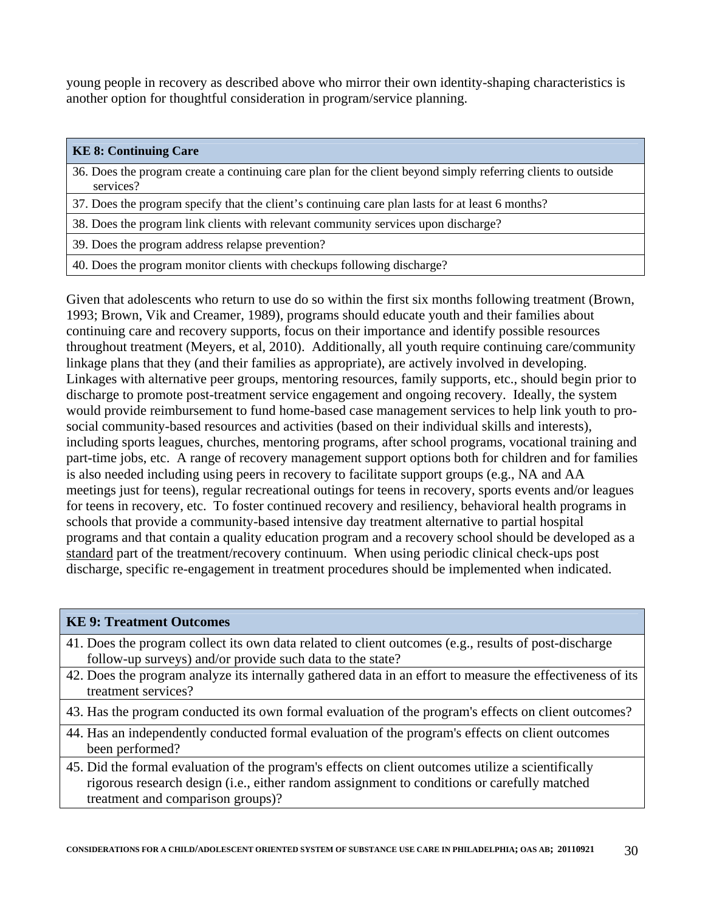young people in recovery as described above who mirror their own identity-shaping characteristics is another option for thoughtful consideration in program/service planning.

| **KE 8: Continuing Care** |
| --- |
| 36. Does the program create a continuing care plan for the client beyond simply referring clients to outside services? |
| 37. Does the program specify that the client's continuing care plan lasts for at least 6 months? |
| 38. Does the program link clients with relevant community services upon discharge? |
| 39. Does the program address relapse prevention? |
| 40. Does the program monitor clients with checkups following discharge? |

Given that adolescents who return to use do so within the first six months following treatment (Brown, 1993; Brown, Vik and Creamer, 1989), programs should educate youth and their families about continuing care and recovery supports, focus on their importance and identify possible resources throughout treatment (Meyers, et al, 2010). Additionally, all youth require continuing care/community linkage plans that they (and their families as appropriate), are actively involved in developing. Linkages with alternative peer groups, mentoring resources, family supports, etc., should begin prior to discharge to promote post-treatment service engagement and ongoing recovery. Ideally, the system would provide reimbursement to fund home-based case management services to help link youth to pro-social community-based resources and activities (based on their individual skills and interests), including sports leagues, churches, mentoring programs, after school programs, vocational training and part-time jobs, etc. A range of recovery management support options both for children and for families is also needed including using peers in recovery to facilitate support groups (e.g., NA and AA meetings just for teens), regular recreational outings for teens in recovery, sports events and/or leagues for teens in recovery, etc. To foster continued recovery and resiliency, behavioral health programs in schools that provide a community-based intensive day treatment alternative to partial hospital programs and that contain a quality education program and a recovery school should be developed as a standard part of the treatment/recovery continuum. When using periodic clinical check-ups post discharge, specific re-engagement in treatment procedures should be implemented when indicated.

| **KE 9: Treatment Outcomes** |
| --- |
| 41. Does the program collect its own data related to client outcomes (e.g., results of post-discharge follow-up surveys) and/or provide such data to the state? |
| 42. Does the program analyze its internally gathered data in an effort to measure the effectiveness of its treatment services? |
| 43. Has the program conducted its own formal evaluation of the program's effects on client outcomes? |
| 44. Has an independently conducted formal evaluation of the program's effects on client outcomes been performed? |
| 45. Did the formal evaluation of the program's effects on client outcomes utilize a scientifically rigorous research design (i.e., either random assignment to conditions or carefully matched treatment and comparison groups)? |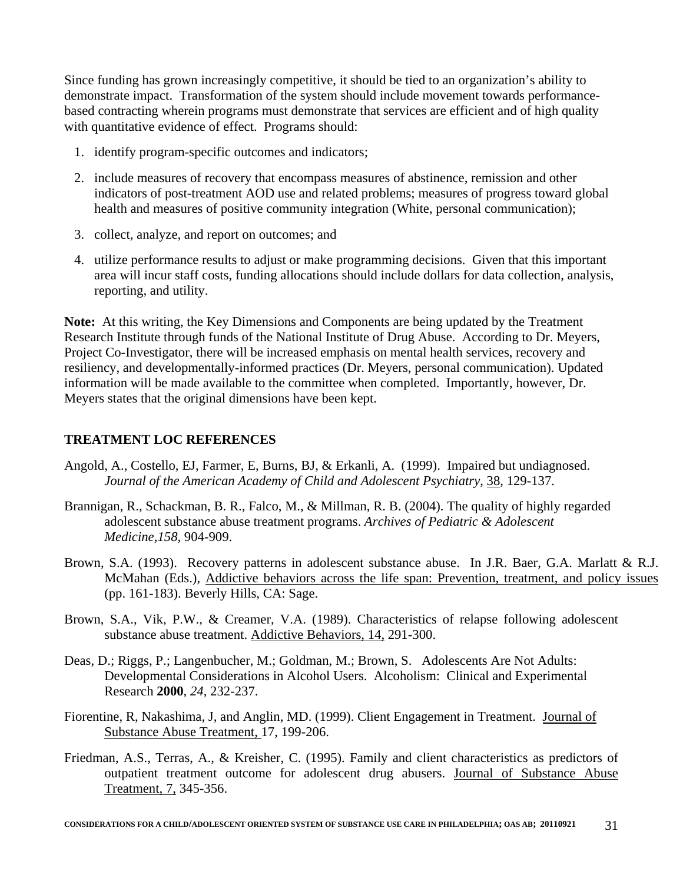Since funding has grown increasingly competitive, it should be tied to an organization's ability to demonstrate impact. Transformation of the system should include movement towards performance-based contracting wherein programs must demonstrate that services are efficient and of high quality with quantitative evidence of effect. Programs should:

1. identify program-specific outcomes and indicators;
2. include measures of recovery that encompass measures of abstinence, remission and other indicators of post-treatment AOD use and related problems; measures of progress toward global health and measures of positive community integration (White, personal communication);
3. collect, analyze, and report on outcomes; and
4. utilize performance results to adjust or make programming decisions. Given that this important area will incur staff costs, funding allocations should include dollars for data collection, analysis, reporting, and utility.

**Note:** At this writing, the Key Dimensions and Components are being updated by the Treatment Research Institute through funds of the National Institute of Drug Abuse. According to Dr. Meyers, Project Co-Investigator, there will be increased emphasis on mental health services, recovery and resiliency, and developmentally-informed practices (Dr. Meyers, personal communication). Updated information will be made available to the committee when completed. Importantly, however, Dr. Meyers states that the original dimensions have been kept.

## TREATMENT LOC REFERENCES

Angold, A., Costello, EJ, Farmer, E, Burns, BJ, & Erkanli, A. (1999). Impaired but undiagnosed. *Journal of the American Academy of Child and Adolescent Psychiatry*, 38, 129-137.

Brannigan, R., Schackman, B. R., Falco, M., & Millman, R. B. (2004). The quality of highly regarded adolescent substance abuse treatment programs. *Archives of Pediatric & Adolescent Medicine,158*, 904-909.

Brown, S.A. (1993). Recovery patterns in adolescent substance abuse. In J.R. Baer, G.A. Marlatt & R.J. McMahan (Eds.), Addictive behaviors across the life span: Prevention, treatment, and policy issues (pp. 161-183). Beverly Hills, CA: Sage.

Brown, S.A., Vik, P.W., & Creamer, V.A. (1989). Characteristics of relapse following adolescent substance abuse treatment. Addictive Behaviors, 14, 291-300.

Deas, D.; Riggs, P.; Langenbucher, M.; Goldman, M.; Brown, S. Adolescents Are Not Adults: Developmental Considerations in Alcohol Users. Alcoholism: Clinical and Experimental Research **2000**, *24*, 232-237.

Fiorentine, R, Nakashima, J, and Anglin, MD. (1999). Client Engagement in Treatment. Journal of Substance Abuse Treatment, 17, 199-206.

Friedman, A.S., Terras, A., & Kreisher, C. (1995). Family and client characteristics as predictors of outpatient treatment outcome for adolescent drug abusers. Journal of Substance Abuse Treatment, 7, 345-356.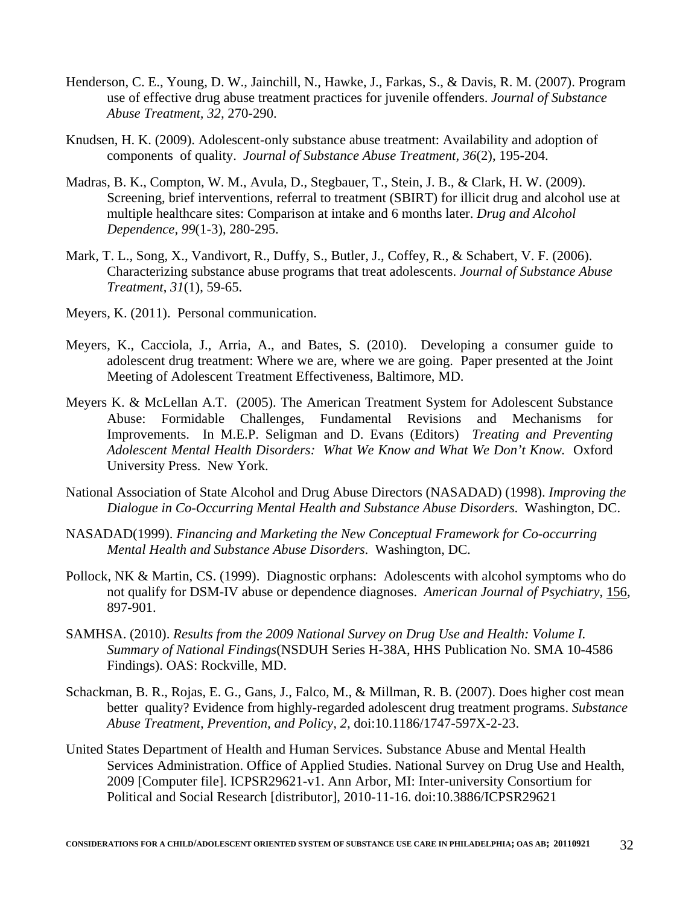Henderson, C. E., Young, D. W., Jainchill, N., Hawke, J., Farkas, S., & Davis, R. M. (2007). Program use of effective drug abuse treatment practices for juvenile offenders. *Journal of Substance Abuse Treatment, 32,* 270-290.

Knudsen, H. K. (2009). Adolescent-only substance abuse treatment: Availability and adoption of components of quality. *Journal of Substance Abuse Treatment*, *36*(2), 195-204.

Madras, B. K., Compton, W. M., Avula, D., Stegbauer, T., Stein, J. B., & Clark, H. W. (2009). Screening, brief interventions, referral to treatment (SBIRT) for illicit drug and alcohol use at multiple healthcare sites: Comparison at intake and 6 months later. *Drug and Alcohol Dependence, 99*(1-3), 280-295.

Mark, T. L., Song, X., Vandivort, R., Duffy, S., Butler, J., Coffey, R., & Schabert, V. F. (2006). Characterizing substance abuse programs that treat adolescents. *Journal of Substance Abuse Treatment*, *31*(1), 59-65.

Meyers, K. (2011). Personal communication.

Meyers, K., Cacciola, J., Arria, A., and Bates, S. (2010). Developing a consumer guide to adolescent drug treatment: Where we are, where we are going. Paper presented at the Joint Meeting of Adolescent Treatment Effectiveness, Baltimore, MD.

Meyers K. & McLellan A.T. (2005). The American Treatment System for Adolescent Substance Abuse: Formidable Challenges, Fundamental Revisions and Mechanisms for Improvements. In M.E.P. Seligman and D. Evans (Editors) *Treating and Preventing Adolescent Mental Health Disorders: What We Know and What We Don't Know.* Oxford University Press. New York.

National Association of State Alcohol and Drug Abuse Directors (NASADAD) (1998). *Improving the Dialogue in Co-Occurring Mental Health and Substance Abuse Disorders.* Washington, DC.

NASADAD(1999). *Financing and Marketing the New Conceptual Framework for Co-occurring Mental Health and Substance Abuse Disorders*. Washington, DC.

Pollock, NK & Martin, CS. (1999). Diagnostic orphans: Adolescents with alcohol symptoms who do not qualify for DSM-IV abuse or dependence diagnoses. *American Journal of Psychiatry*, 156, 897-901.

SAMHSA. (2010). *Results from the 2009 National Survey on Drug Use and Health: Volume I. Summary of National Findings*(NSDUH Series H-38A, HHS Publication No. SMA 10-4586 Findings). OAS: Rockville, MD.

Schackman, B. R., Rojas, E. G., Gans, J., Falco, M., & Millman, R. B. (2007). Does higher cost mean better quality? Evidence from highly-regarded adolescent drug treatment programs. *Substance Abuse Treatment, Prevention, and Policy, 2,* doi:10.1186/1747-597X-2-23.

United States Department of Health and Human Services. Substance Abuse and Mental Health Services Administration. Office of Applied Studies. National Survey on Drug Use and Health, 2009 [Computer file]. ICPSR29621-v1. Ann Arbor, MI: Inter-university Consortium for Political and Social Research [distributor], 2010-11-16. doi:10.3886/ICPSR29621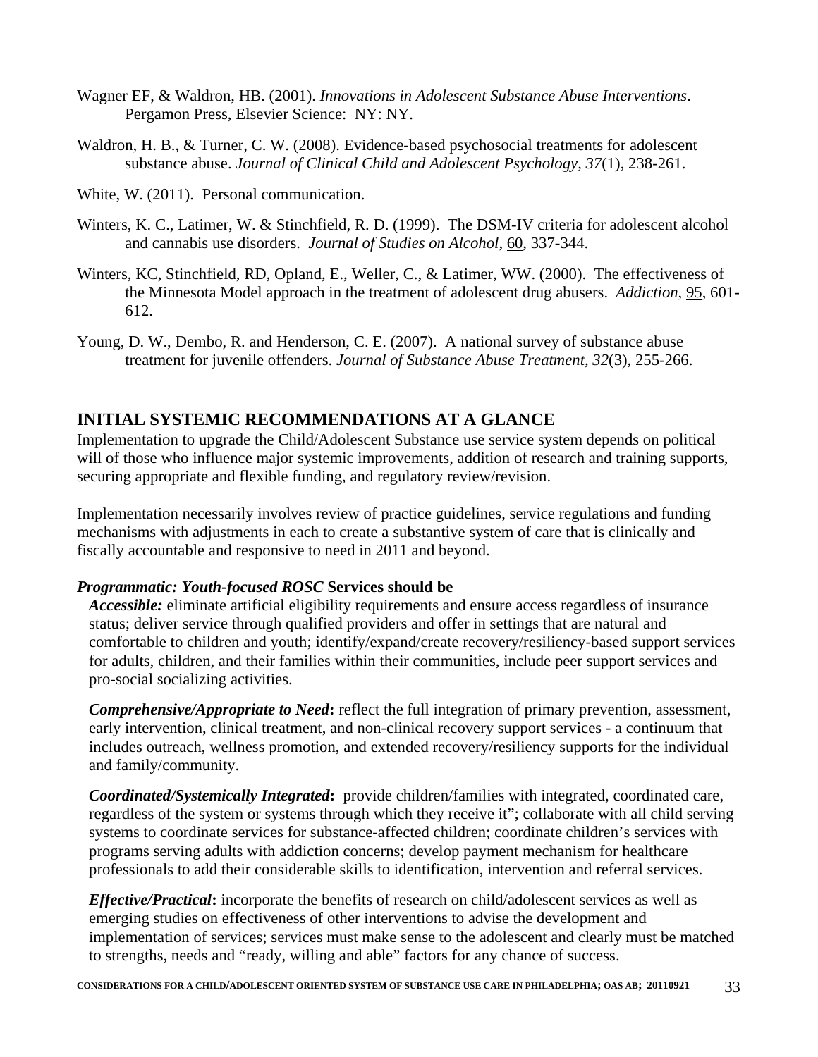Wagner EF, & Waldron, HB. (2001). *Innovations in Adolescent Substance Abuse Interventions*. Pergamon Press, Elsevier Science: NY: NY.

Waldron, H. B., & Turner, C. W. (2008). Evidence-based psychosocial treatments for adolescent substance abuse. *Journal of Clinical Child and Adolescent Psychology, 37*(1), 238-261.

White, W. (2011). Personal communication.

Winters, K. C., Latimer, W. & Stinchfield, R. D. (1999). The DSM-IV criteria for adolescent alcohol and cannabis use disorders. *Journal of Studies on Alcohol*, 60, 337-344.

Winters, KC, Stinchfield, RD, Opland, E., Weller, C., & Latimer, WW. (2000). The effectiveness of the Minnesota Model approach in the treatment of adolescent drug abusers. *Addiction*, 95, 601-612.

Young, D. W., Dembo, R. and Henderson, C. E. (2007). A national survey of substance abuse treatment for juvenile offenders. *Journal of Substance Abuse Treatment, 32*(3), 255-266.

## INITIAL SYSTEMIC RECOMMENDATIONS AT A GLANCE

Implementation to upgrade the Child/Adolescent Substance use service system depends on political will of those who influence major systemic improvements, addition of research and training supports, securing appropriate and flexible funding, and regulatory review/revision.

Implementation necessarily involves review of practice guidelines, service regulations and funding mechanisms with adjustments in each to create a substantive system of care that is clinically and fiscally accountable and responsive to need in 2011 and beyond.

### *Programmatic: Youth-focused ROSC* Services should be

***Accessible:*** eliminate artificial eligibility requirements and ensure access regardless of insurance status; deliver service through qualified providers and offer in settings that are natural and comfortable to children and youth; identify/expand/create recovery/resiliency-based support services for adults, children, and their families within their communities, include peer support services and pro-social socializing activities.

***Comprehensive/Appropriate to Need*:** reflect the full integration of primary prevention, assessment, early intervention, clinical treatment, and non-clinical recovery support services - a continuum that includes outreach, wellness promotion, and extended recovery/resiliency supports for the individual and family/community.

***Coordinated/Systemically Integrated*:** provide children/families with integrated, coordinated care, regardless of the system or systems through which they receive it"; collaborate with all child serving systems to coordinate services for substance-affected children; coordinate children's services with programs serving adults with addiction concerns; develop payment mechanism for healthcare professionals to add their considerable skills to identification, intervention and referral services.

***Effective/Practical*:** incorporate the benefits of research on child/adolescent services as well as emerging studies on effectiveness of other interventions to advise the development and implementation of services; services must make sense to the adolescent and clearly must be matched to strengths, needs and "ready, willing and able" factors for any chance of success.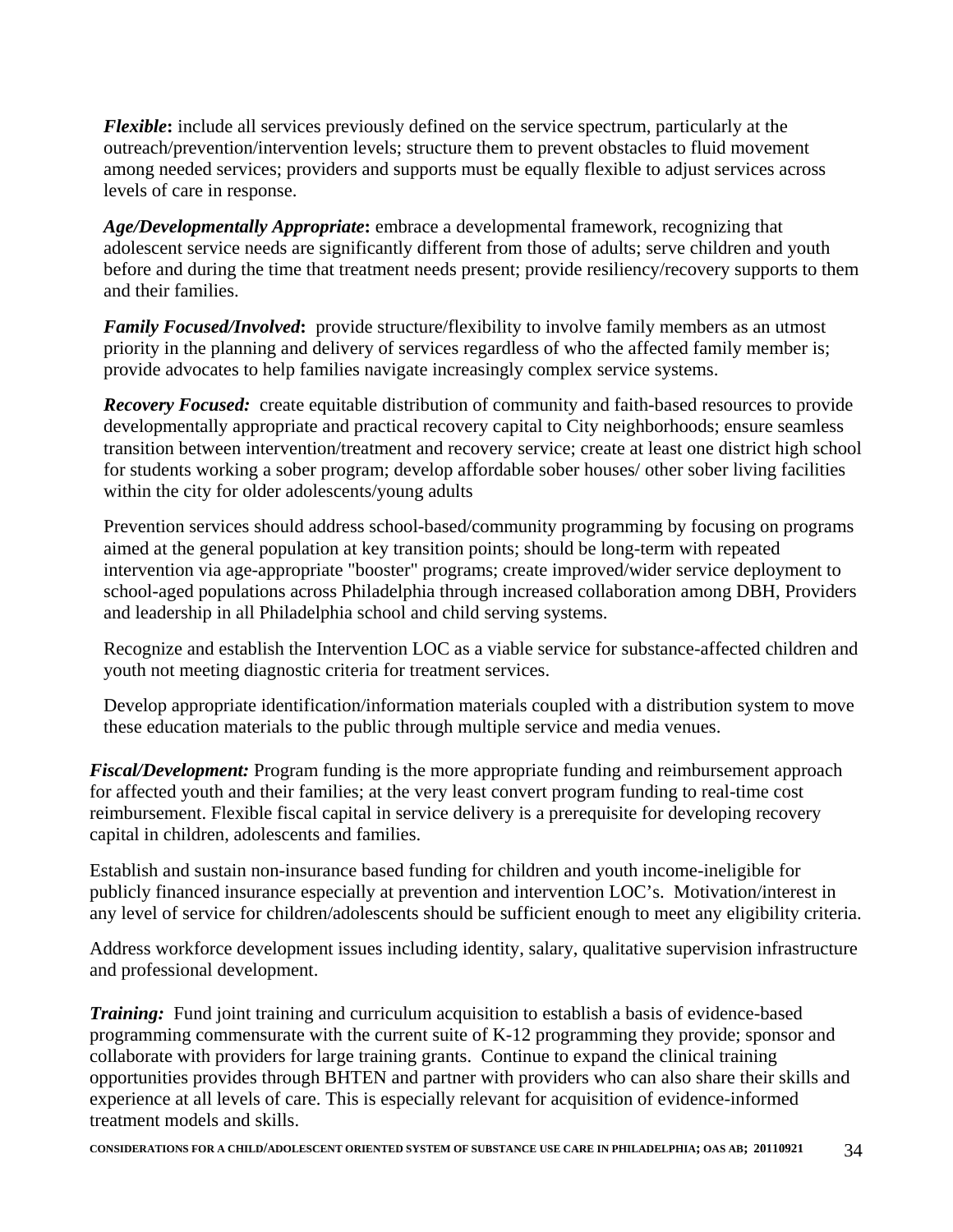***Flexible*:** include all services previously defined on the service spectrum, particularly at the outreach/prevention/intervention levels; structure them to prevent obstacles to fluid movement among needed services; providers and supports must be equally flexible to adjust services across levels of care in response.

***Age/Developmentally Appropriate*:** embrace a developmental framework, recognizing that adolescent service needs are significantly different from those of adults; serve children and youth before and during the time that treatment needs present; provide resiliency/recovery supports to them and their families.

***Family Focused/Involved*:** provide structure/flexibility to involve family members as an utmost priority in the planning and delivery of services regardless of who the affected family member is; provide advocates to help families navigate increasingly complex service systems.

***Recovery Focused:*** create equitable distribution of community and faith-based resources to provide developmentally appropriate and practical recovery capital to City neighborhoods; ensure seamless transition between intervention/treatment and recovery service; create at least one district high school for students working a sober program; develop affordable sober houses/ other sober living facilities within the city for older adolescents/young adults

Prevention services should address school-based/community programming by focusing on programs aimed at the general population at key transition points; should be long-term with repeated intervention via age-appropriate "booster" programs; create improved/wider service deployment to school-aged populations across Philadelphia through increased collaboration among DBH, Providers and leadership in all Philadelphia school and child serving systems.

Recognize and establish the Intervention LOC as a viable service for substance-affected children and youth not meeting diagnostic criteria for treatment services.

Develop appropriate identification/information materials coupled with a distribution system to move these education materials to the public through multiple service and media venues.

***Fiscal/Development:*** Program funding is the more appropriate funding and reimbursement approach for affected youth and their families; at the very least convert program funding to real-time cost reimbursement. Flexible fiscal capital in service delivery is a prerequisite for developing recovery capital in children, adolescents and families.

Establish and sustain non-insurance based funding for children and youth income-ineligible for publicly financed insurance especially at prevention and intervention LOC's. Motivation/interest in any level of service for children/adolescents should be sufficient enough to meet any eligibility criteria.

Address workforce development issues including identity, salary, qualitative supervision infrastructure and professional development.

***Training:*** Fund joint training and curriculum acquisition to establish a basis of evidence-based programming commensurate with the current suite of K-12 programming they provide; sponsor and collaborate with providers for large training grants. Continue to expand the clinical training opportunities provides through BHTEN and partner with providers who can also share their skills and experience at all levels of care. This is especially relevant for acquisition of evidence-informed treatment models and skills.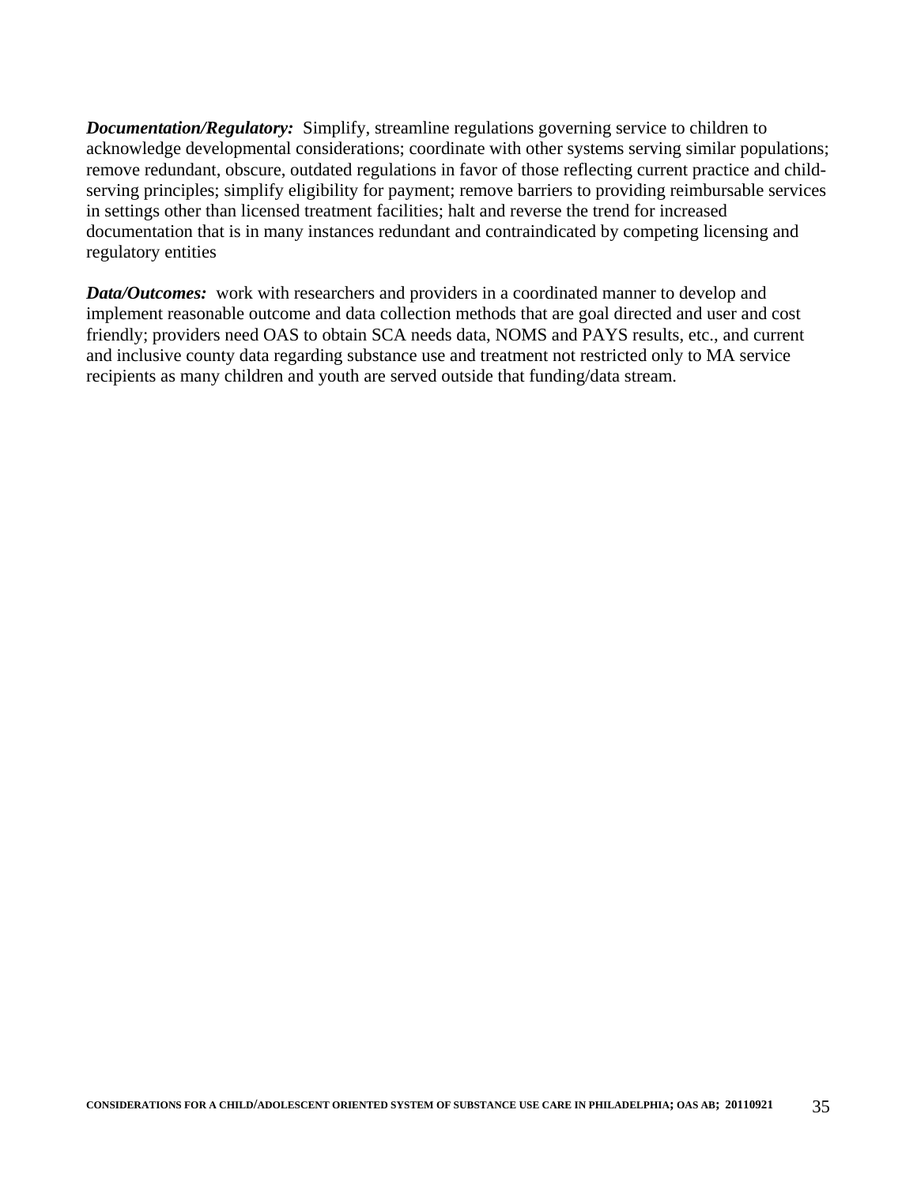***Documentation/Regulatory:*** Simplify, streamline regulations governing service to children to acknowledge developmental considerations; coordinate with other systems serving similar populations; remove redundant, obscure, outdated regulations in favor of those reflecting current practice and child-serving principles; simplify eligibility for payment; remove barriers to providing reimbursable services in settings other than licensed treatment facilities; halt and reverse the trend for increased documentation that is in many instances redundant and contraindicated by competing licensing and regulatory entities

***Data/Outcomes:*** work with researchers and providers in a coordinated manner to develop and implement reasonable outcome and data collection methods that are goal directed and user and cost friendly; providers need OAS to obtain SCA needs data, NOMS and PAYS results, etc., and current and inclusive county data regarding substance use and treatment not restricted only to MA service recipients as many children and youth are served outside that funding/data stream.